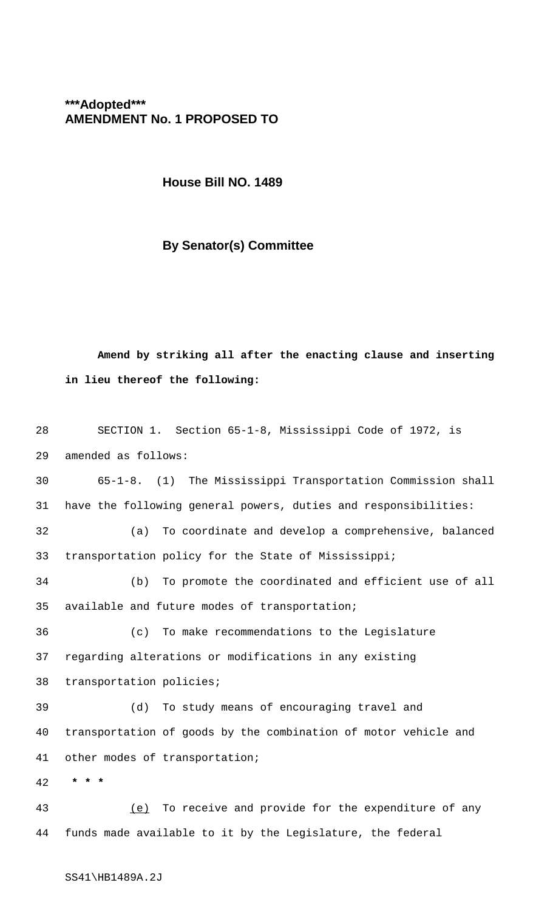**\*\*\*Adopted\*\*\***
**AMENDMENT No. 1 PROPOSED TO**

**House Bill NO. 1489**

**By Senator(s) Committee**

**Amend by striking all after the enacting clause and inserting in lieu thereof the following:**

28 SECTION 1. Section 65-1-8, Mississippi Code of 1972, is
29 amended as follows:
30 65-1-8. (1) The Mississippi Transportation Commission shall
31 have the following general powers, duties and responsibilities:
32 (a) To coordinate and develop a comprehensive, balanced
33 transportation policy for the State of Mississippi;
34 (b) To promote the coordinated and efficient use of all
35 available and future modes of transportation;
36 (c) To make recommendations to the Legislature
37 regarding alterations or modifications in any existing
38 transportation policies;
39 (d) To study means of encouraging travel and
40 transportation of goods by the combination of motor vehicle and
41 other modes of transportation;
42 **\* \* \***
43 <u>(e)</u> To receive and provide for the expenditure of any
44 funds made available to it by the Legislature, the federal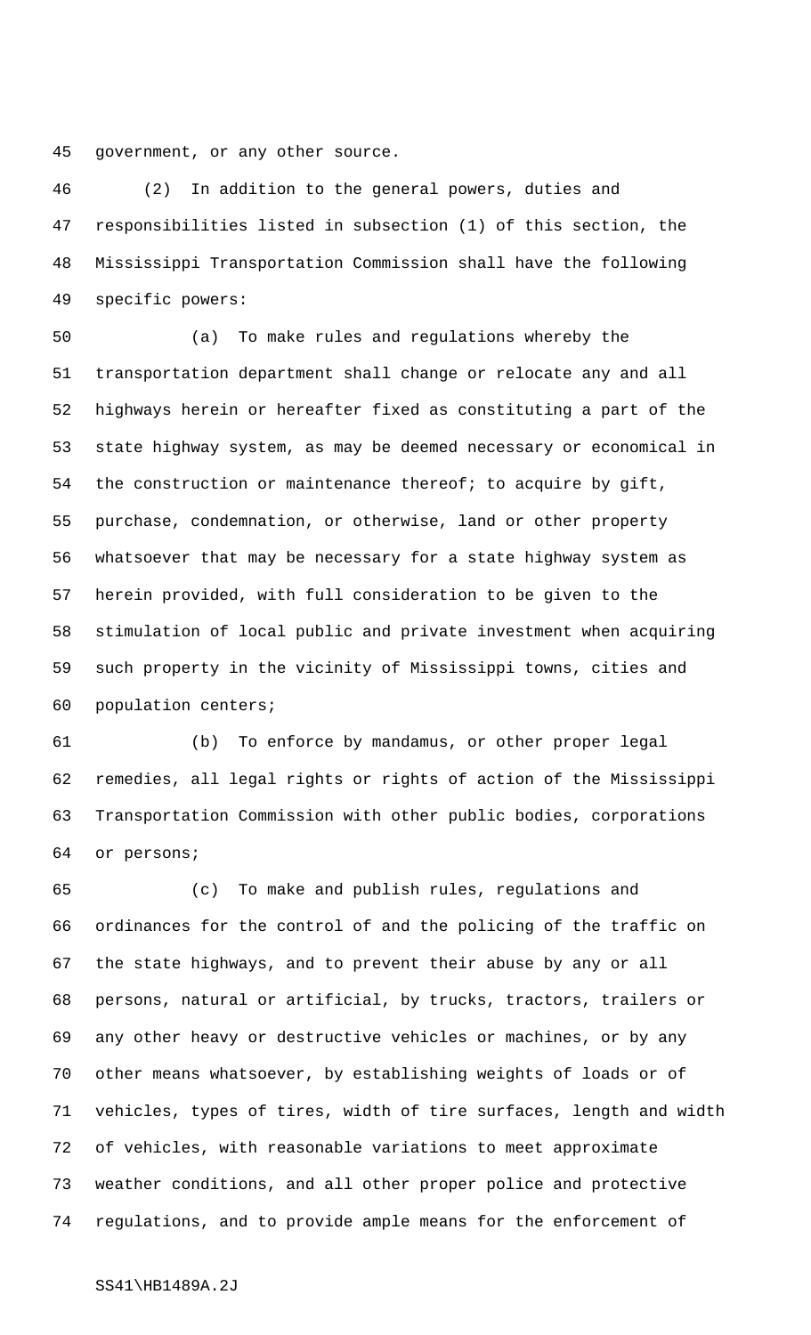government, or any other source.

(2) In addition to the general powers, duties and responsibilities listed in subsection (1) of this section, the Mississippi Transportation Commission shall have the following specific powers:

(a) To make rules and regulations whereby the transportation department shall change or relocate any and all highways herein or hereafter fixed as constituting a part of the state highway system, as may be deemed necessary or economical in the construction or maintenance thereof; to acquire by gift, purchase, condemnation, or otherwise, land or other property whatsoever that may be necessary for a state highway system as herein provided, with full consideration to be given to the stimulation of local public and private investment when acquiring such property in the vicinity of Mississippi towns, cities and population centers;

(b) To enforce by mandamus, or other proper legal remedies, all legal rights or rights of action of the Mississippi Transportation Commission with other public bodies, corporations or persons;

(c) To make and publish rules, regulations and ordinances for the control of and the policing of the traffic on the state highways, and to prevent their abuse by any or all persons, natural or artificial, by trucks, tractors, trailers or any other heavy or destructive vehicles or machines, or by any other means whatsoever, by establishing weights of loads or of vehicles, types of tires, width of tire surfaces, length and width of vehicles, with reasonable variations to meet approximate weather conditions, and all other proper police and protective regulations, and to provide ample means for the enforcement of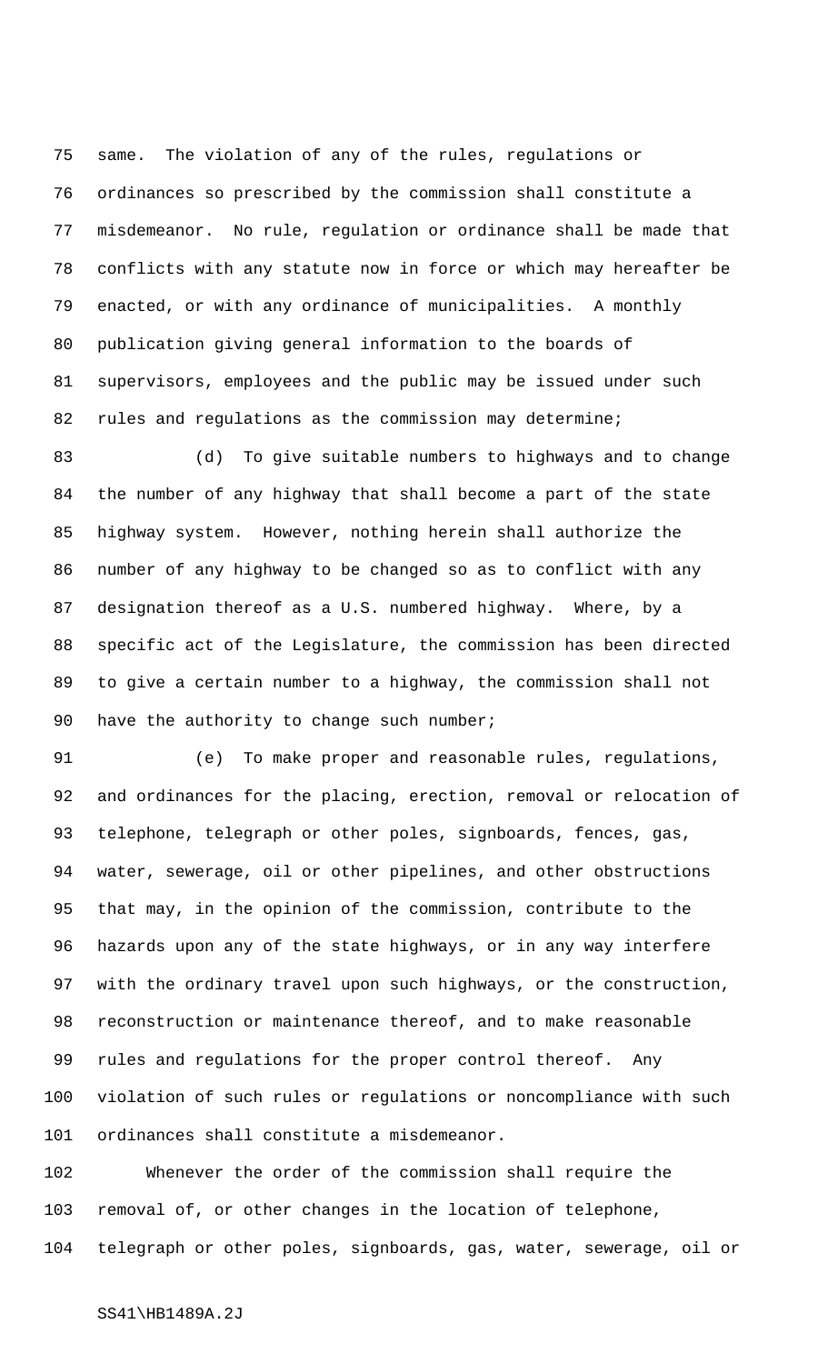same. The violation of any of the rules, regulations or ordinances so prescribed by the commission shall constitute a misdemeanor. No rule, regulation or ordinance shall be made that conflicts with any statute now in force or which may hereafter be enacted, or with any ordinance of municipalities. A monthly publication giving general information to the boards of supervisors, employees and the public may be issued under such rules and regulations as the commission may determine;

(d) To give suitable numbers to highways and to change the number of any highway that shall become a part of the state highway system. However, nothing herein shall authorize the number of any highway to be changed so as to conflict with any designation thereof as a U.S. numbered highway. Where, by a specific act of the Legislature, the commission has been directed to give a certain number to a highway, the commission shall not have the authority to change such number;

(e) To make proper and reasonable rules, regulations, and ordinances for the placing, erection, removal or relocation of telephone, telegraph or other poles, signboards, fences, gas, water, sewerage, oil or other pipelines, and other obstructions that may, in the opinion of the commission, contribute to the hazards upon any of the state highways, or in any way interfere with the ordinary travel upon such highways, or the construction, reconstruction or maintenance thereof, and to make reasonable rules and regulations for the proper control thereof. Any violation of such rules or regulations or noncompliance with such ordinances shall constitute a misdemeanor.

Whenever the order of the commission shall require the removal of, or other changes in the location of telephone, telegraph or other poles, signboards, gas, water, sewerage, oil or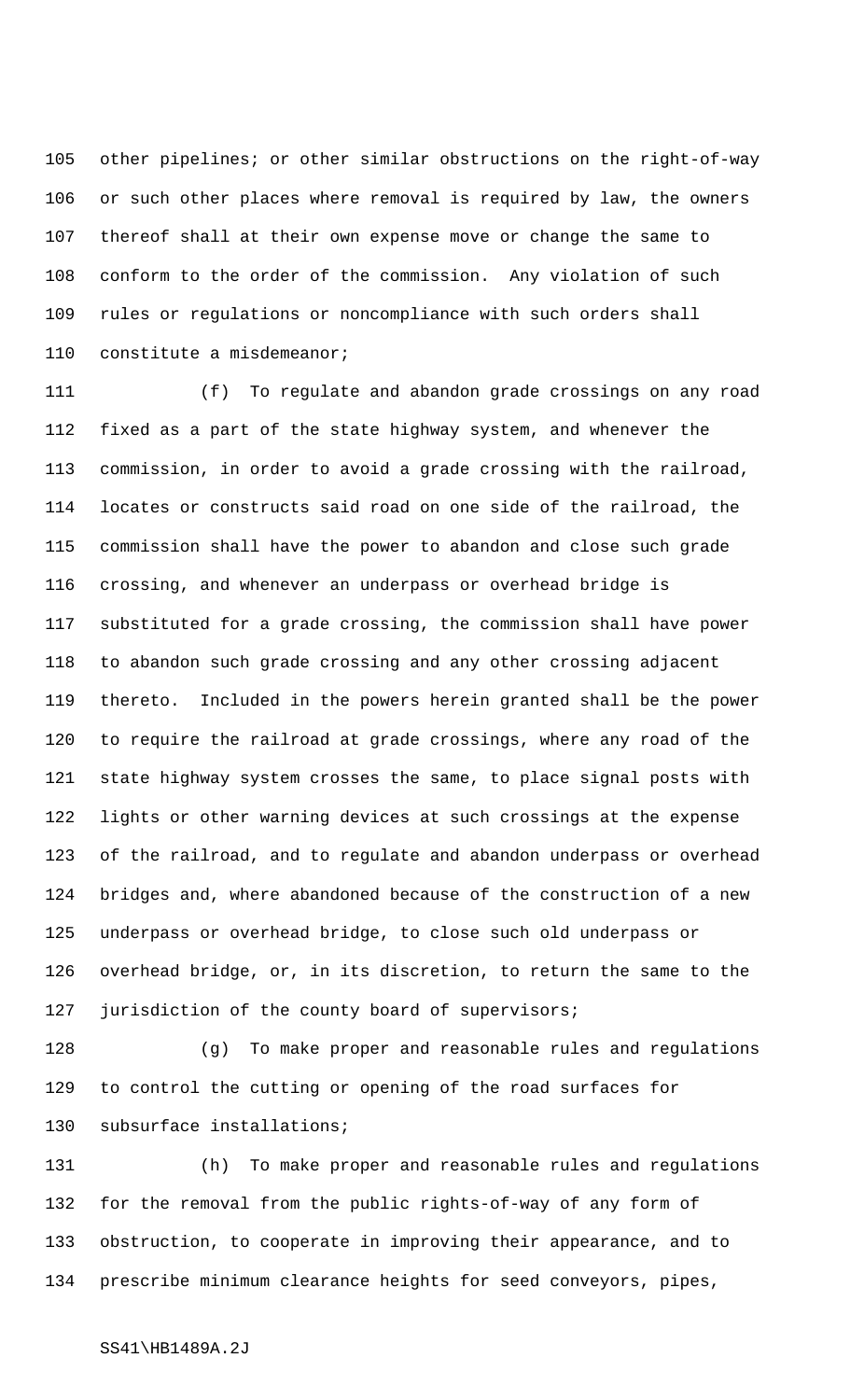other pipelines; or other similar obstructions on the right-of-way or such other places where removal is required by law, the owners thereof shall at their own expense move or change the same to conform to the order of the commission. Any violation of such rules or regulations or noncompliance with such orders shall constitute a misdemeanor;

(f) To regulate and abandon grade crossings on any road fixed as a part of the state highway system, and whenever the commission, in order to avoid a grade crossing with the railroad, locates or constructs said road on one side of the railroad, the commission shall have the power to abandon and close such grade crossing, and whenever an underpass or overhead bridge is substituted for a grade crossing, the commission shall have power to abandon such grade crossing and any other crossing adjacent thereto. Included in the powers herein granted shall be the power to require the railroad at grade crossings, where any road of the state highway system crosses the same, to place signal posts with lights or other warning devices at such crossings at the expense of the railroad, and to regulate and abandon underpass or overhead bridges and, where abandoned because of the construction of a new underpass or overhead bridge, to close such old underpass or overhead bridge, or, in its discretion, to return the same to the jurisdiction of the county board of supervisors;

(g) To make proper and reasonable rules and regulations to control the cutting or opening of the road surfaces for subsurface installations;

(h) To make proper and reasonable rules and regulations for the removal from the public rights-of-way of any form of obstruction, to cooperate in improving their appearance, and to prescribe minimum clearance heights for seed conveyors, pipes,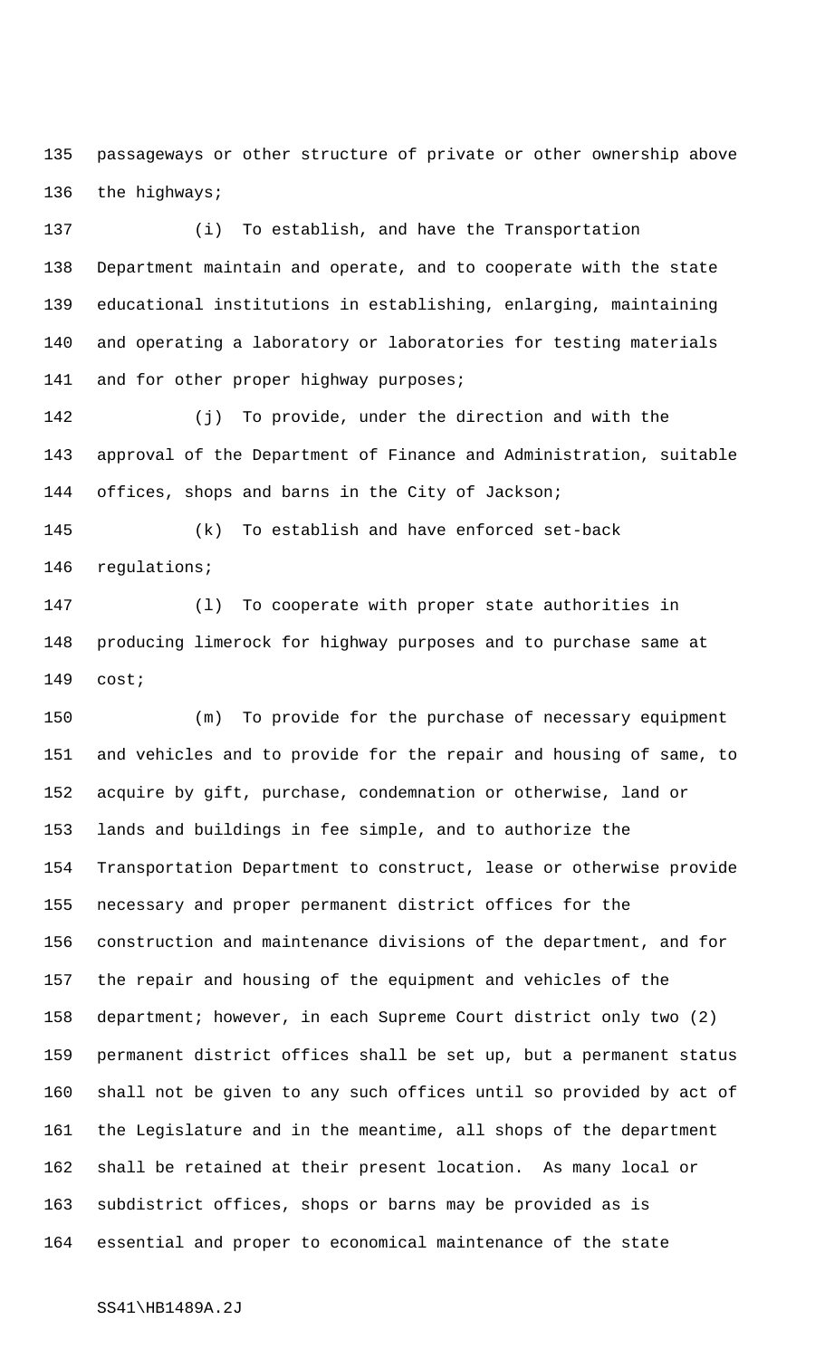passageways or other structure of private or other ownership above the highways;

(i) To establish, and have the Transportation Department maintain and operate, and to cooperate with the state educational institutions in establishing, enlarging, maintaining and operating a laboratory or laboratories for testing materials and for other proper highway purposes;

(j) To provide, under the direction and with the approval of the Department of Finance and Administration, suitable offices, shops and barns in the City of Jackson;

(k) To establish and have enforced set-back regulations;

(l) To cooperate with proper state authorities in producing limerock for highway purposes and to purchase same at cost;

(m) To provide for the purchase of necessary equipment and vehicles and to provide for the repair and housing of same, to acquire by gift, purchase, condemnation or otherwise, land or lands and buildings in fee simple, and to authorize the Transportation Department to construct, lease or otherwise provide necessary and proper permanent district offices for the construction and maintenance divisions of the department, and for the repair and housing of the equipment and vehicles of the department; however, in each Supreme Court district only two (2) permanent district offices shall be set up, but a permanent status shall not be given to any such offices until so provided by act of the Legislature and in the meantime, all shops of the department shall be retained at their present location. As many local or subdistrict offices, shops or barns may be provided as is essential and proper to economical maintenance of the state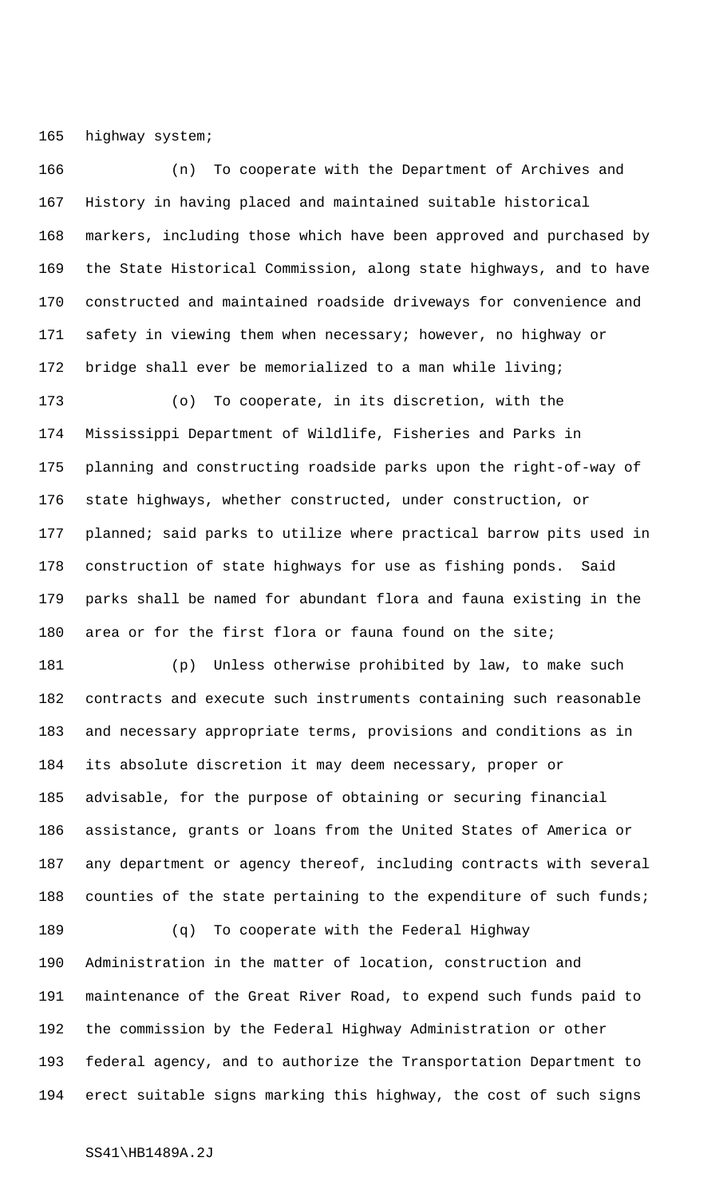highway system;

(n) To cooperate with the Department of Archives and History in having placed and maintained suitable historical markers, including those which have been approved and purchased by the State Historical Commission, along state highways, and to have constructed and maintained roadside driveways for convenience and safety in viewing them when necessary; however, no highway or bridge shall ever be memorialized to a man while living;

(o) To cooperate, in its discretion, with the Mississippi Department of Wildlife, Fisheries and Parks in planning and constructing roadside parks upon the right-of-way of state highways, whether constructed, under construction, or planned; said parks to utilize where practical barrow pits used in construction of state highways for use as fishing ponds. Said parks shall be named for abundant flora and fauna existing in the area or for the first flora or fauna found on the site;

(p) Unless otherwise prohibited by law, to make such contracts and execute such instruments containing such reasonable and necessary appropriate terms, provisions and conditions as in its absolute discretion it may deem necessary, proper or advisable, for the purpose of obtaining or securing financial assistance, grants or loans from the United States of America or any department or agency thereof, including contracts with several counties of the state pertaining to the expenditure of such funds;

(q) To cooperate with the Federal Highway Administration in the matter of location, construction and maintenance of the Great River Road, to expend such funds paid to the commission by the Federal Highway Administration or other federal agency, and to authorize the Transportation Department to erect suitable signs marking this highway, the cost of such signs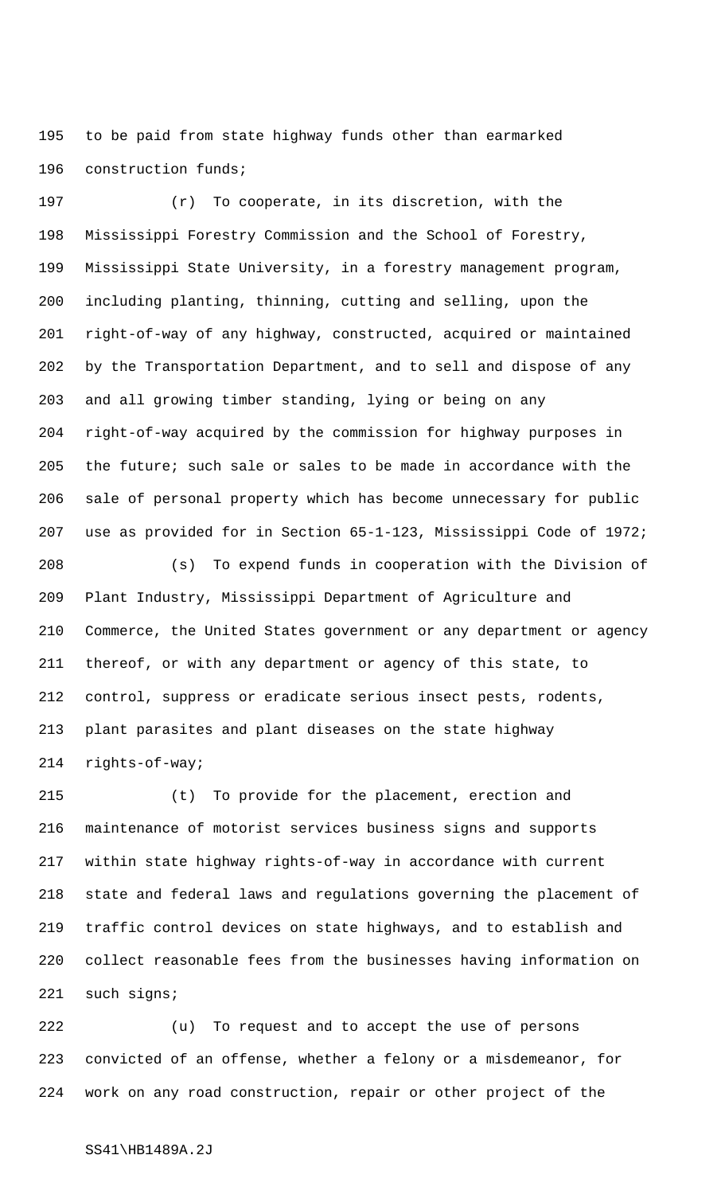to be paid from state highway funds other than earmarked construction funds;

(r) To cooperate, in its discretion, with the Mississippi Forestry Commission and the School of Forestry, Mississippi State University, in a forestry management program, including planting, thinning, cutting and selling, upon the right-of-way of any highway, constructed, acquired or maintained by the Transportation Department, and to sell and dispose of any and all growing timber standing, lying or being on any right-of-way acquired by the commission for highway purposes in the future; such sale or sales to be made in accordance with the sale of personal property which has become unnecessary for public use as provided for in Section 65-1-123, Mississippi Code of 1972;

(s) To expend funds in cooperation with the Division of Plant Industry, Mississippi Department of Agriculture and Commerce, the United States government or any department or agency thereof, or with any department or agency of this state, to control, suppress or eradicate serious insect pests, rodents, plant parasites and plant diseases on the state highway rights-of-way;

(t) To provide for the placement, erection and maintenance of motorist services business signs and supports within state highway rights-of-way in accordance with current state and federal laws and regulations governing the placement of traffic control devices on state highways, and to establish and collect reasonable fees from the businesses having information on such signs;

(u) To request and to accept the use of persons convicted of an offense, whether a felony or a misdemeanor, for work on any road construction, repair or other project of the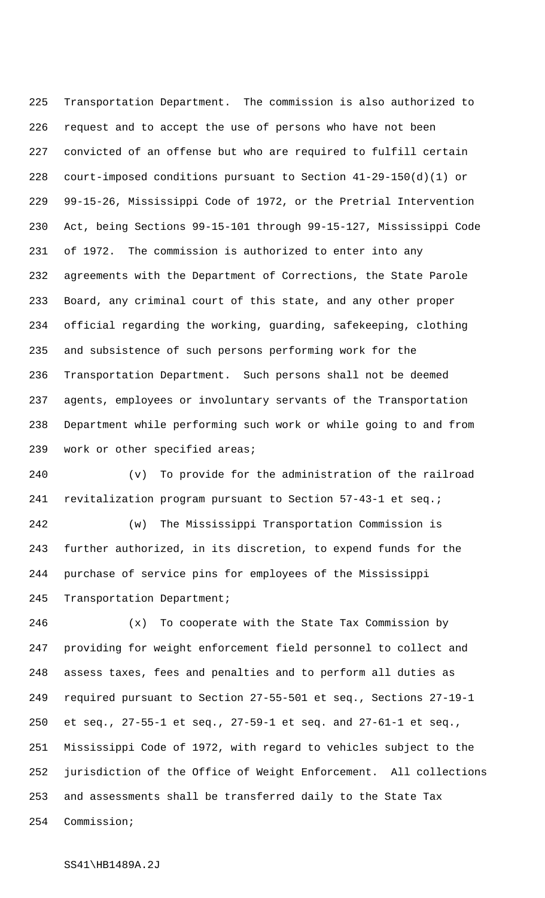Transportation Department. The commission is also authorized to request and to accept the use of persons who have not been convicted of an offense but who are required to fulfill certain court-imposed conditions pursuant to Section 41-29-150(d)(1) or 99-15-26, Mississippi Code of 1972, or the Pretrial Intervention Act, being Sections 99-15-101 through 99-15-127, Mississippi Code of 1972. The commission is authorized to enter into any agreements with the Department of Corrections, the State Parole Board, any criminal court of this state, and any other proper official regarding the working, guarding, safekeeping, clothing and subsistence of such persons performing work for the Transportation Department. Such persons shall not be deemed agents, employees or involuntary servants of the Transportation Department while performing such work or while going to and from work or other specified areas;

(v) To provide for the administration of the railroad revitalization program pursuant to Section 57-43-1 et seq.;

(w) The Mississippi Transportation Commission is further authorized, in its discretion, to expend funds for the purchase of service pins for employees of the Mississippi Transportation Department;

(x) To cooperate with the State Tax Commission by providing for weight enforcement field personnel to collect and assess taxes, fees and penalties and to perform all duties as required pursuant to Section 27-55-501 et seq., Sections 27-19-1 et seq., 27-55-1 et seq., 27-59-1 et seq. and 27-61-1 et seq., Mississippi Code of 1972, with regard to vehicles subject to the jurisdiction of the Office of Weight Enforcement. All collections and assessments shall be transferred daily to the State Tax Commission;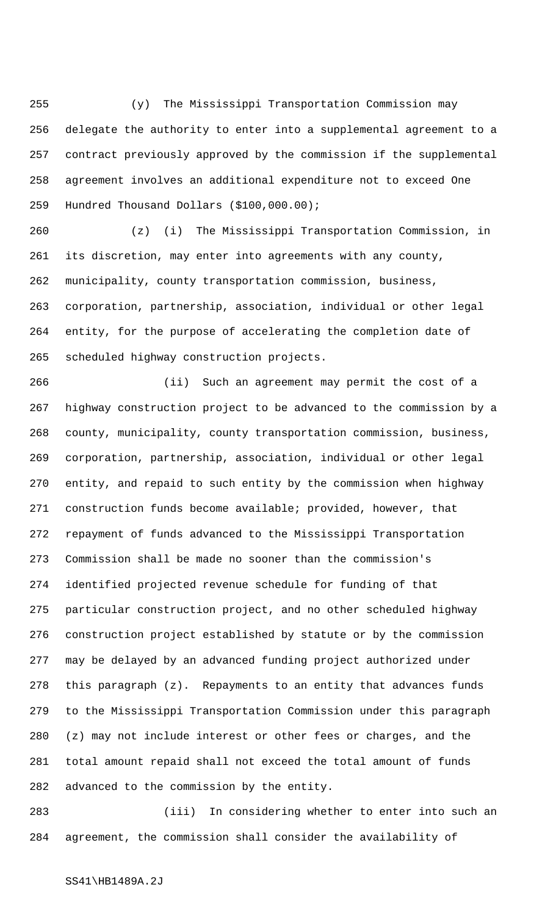(y) The Mississippi Transportation Commission may delegate the authority to enter into a supplemental agreement to a contract previously approved by the commission if the supplemental agreement involves an additional expenditure not to exceed One Hundred Thousand Dollars ($100,000.00);

(z) (i) The Mississippi Transportation Commission, in its discretion, may enter into agreements with any county, municipality, county transportation commission, business, corporation, partnership, association, individual or other legal entity, for the purpose of accelerating the completion date of scheduled highway construction projects.

(ii) Such an agreement may permit the cost of a highway construction project to be advanced to the commission by a county, municipality, county transportation commission, business, corporation, partnership, association, individual or other legal entity, and repaid to such entity by the commission when highway construction funds become available; provided, however, that repayment of funds advanced to the Mississippi Transportation Commission shall be made no sooner than the commission's identified projected revenue schedule for funding of that particular construction project, and no other scheduled highway construction project established by statute or by the commission may be delayed by an advanced funding project authorized under this paragraph (z). Repayments to an entity that advances funds to the Mississippi Transportation Commission under this paragraph (z) may not include interest or other fees or charges, and the total amount repaid shall not exceed the total amount of funds advanced to the commission by the entity.

(iii) In considering whether to enter into such an agreement, the commission shall consider the availability of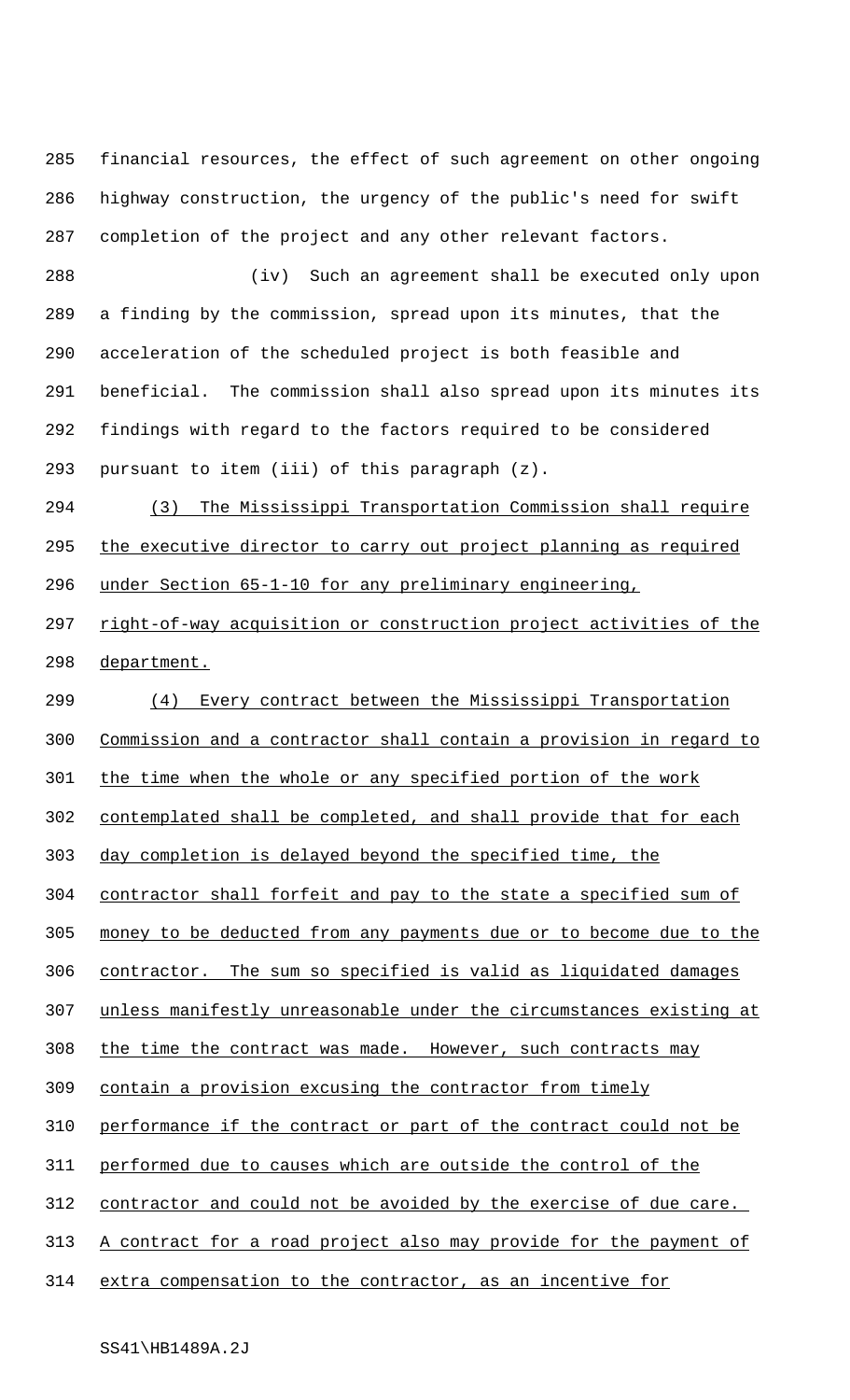financial resources, the effect of such agreement on other ongoing highway construction, the urgency of the public's need for swift completion of the project and any other relevant factors.

(iv) Such an agreement shall be executed only upon a finding by the commission, spread upon its minutes, that the acceleration of the scheduled project is both feasible and beneficial. The commission shall also spread upon its minutes its findings with regard to the factors required to be considered pursuant to item (iii) of this paragraph (z).

(3) The Mississippi Transportation Commission shall require the executive director to carry out project planning as required under Section 65-1-10 for any preliminary engineering, right-of-way acquisition or construction project activities of the department.

(4) Every contract between the Mississippi Transportation Commission and a contractor shall contain a provision in regard to the time when the whole or any specified portion of the work contemplated shall be completed, and shall provide that for each day completion is delayed beyond the specified time, the contractor shall forfeit and pay to the state a specified sum of money to be deducted from any payments due or to become due to the contractor. The sum so specified is valid as liquidated damages unless manifestly unreasonable under the circumstances existing at the time the contract was made. However, such contracts may contain a provision excusing the contractor from timely performance if the contract or part of the contract could not be performed due to causes which are outside the control of the contractor and could not be avoided by the exercise of due care. A contract for a road project also may provide for the payment of extra compensation to the contractor, as an incentive for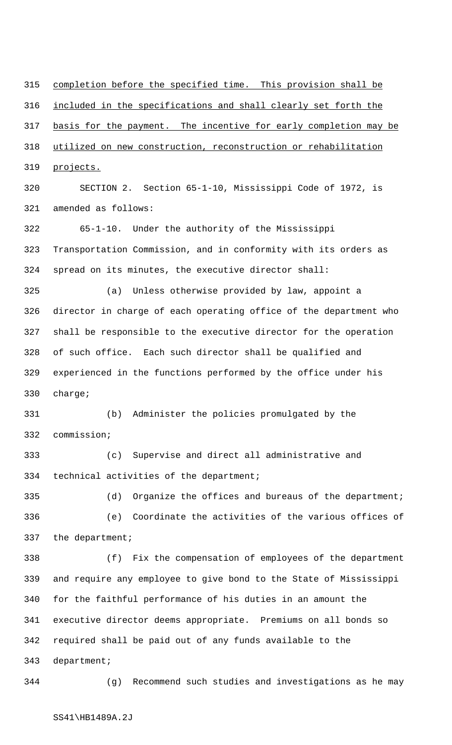completion before the specified time. This provision shall be included in the specifications and shall clearly set forth the basis for the payment. The incentive for early completion may be utilized on new construction, reconstruction or rehabilitation projects.

SECTION 2. Section 65-1-10, Mississippi Code of 1972, is amended as follows:

65-1-10. Under the authority of the Mississippi Transportation Commission, and in conformity with its orders as spread on its minutes, the executive director shall:

(a) Unless otherwise provided by law, appoint a director in charge of each operating office of the department who shall be responsible to the executive director for the operation of such office. Each such director shall be qualified and experienced in the functions performed by the office under his charge;

(b) Administer the policies promulgated by the commission;

(c) Supervise and direct all administrative and technical activities of the department;

(d) Organize the offices and bureaus of the department;

(e) Coordinate the activities of the various offices of the department;

(f) Fix the compensation of employees of the department and require any employee to give bond to the State of Mississippi for the faithful performance of his duties in an amount the executive director deems appropriate. Premiums on all bonds so required shall be paid out of any funds available to the department;

(g) Recommend such studies and investigations as he may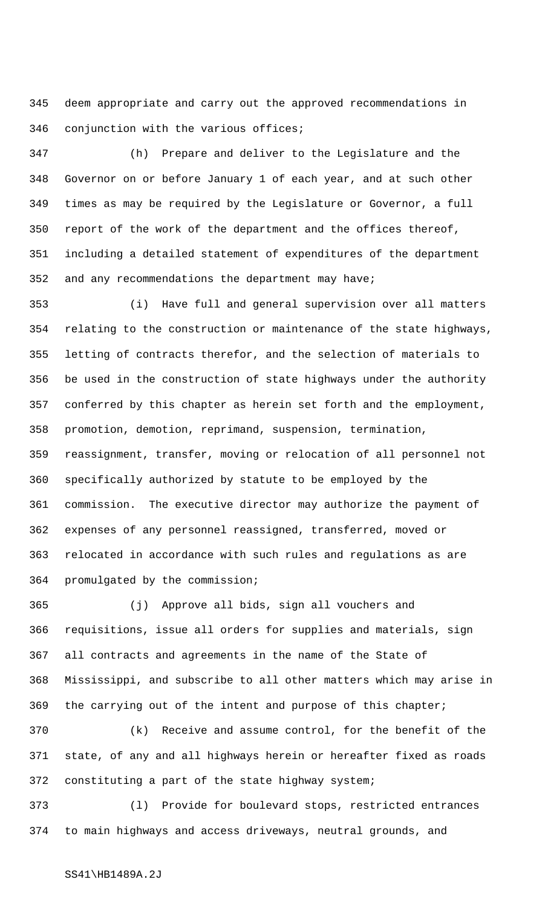deem appropriate and carry out the approved recommendations in conjunction with the various offices;

(h) Prepare and deliver to the Legislature and the Governor on or before January 1 of each year, and at such other times as may be required by the Legislature or Governor, a full report of the work of the department and the offices thereof, including a detailed statement of expenditures of the department and any recommendations the department may have;

(i) Have full and general supervision over all matters relating to the construction or maintenance of the state highways, letting of contracts therefor, and the selection of materials to be used in the construction of state highways under the authority conferred by this chapter as herein set forth and the employment, promotion, demotion, reprimand, suspension, termination, reassignment, transfer, moving or relocation of all personnel not specifically authorized by statute to be employed by the commission. The executive director may authorize the payment of expenses of any personnel reassigned, transferred, moved or relocated in accordance with such rules and regulations as are promulgated by the commission;

(j) Approve all bids, sign all vouchers and requisitions, issue all orders for supplies and materials, sign all contracts and agreements in the name of the State of Mississippi, and subscribe to all other matters which may arise in the carrying out of the intent and purpose of this chapter;

(k) Receive and assume control, for the benefit of the state, of any and all highways herein or hereafter fixed as roads constituting a part of the state highway system;

(l) Provide for boulevard stops, restricted entrances to main highways and access driveways, neutral grounds, and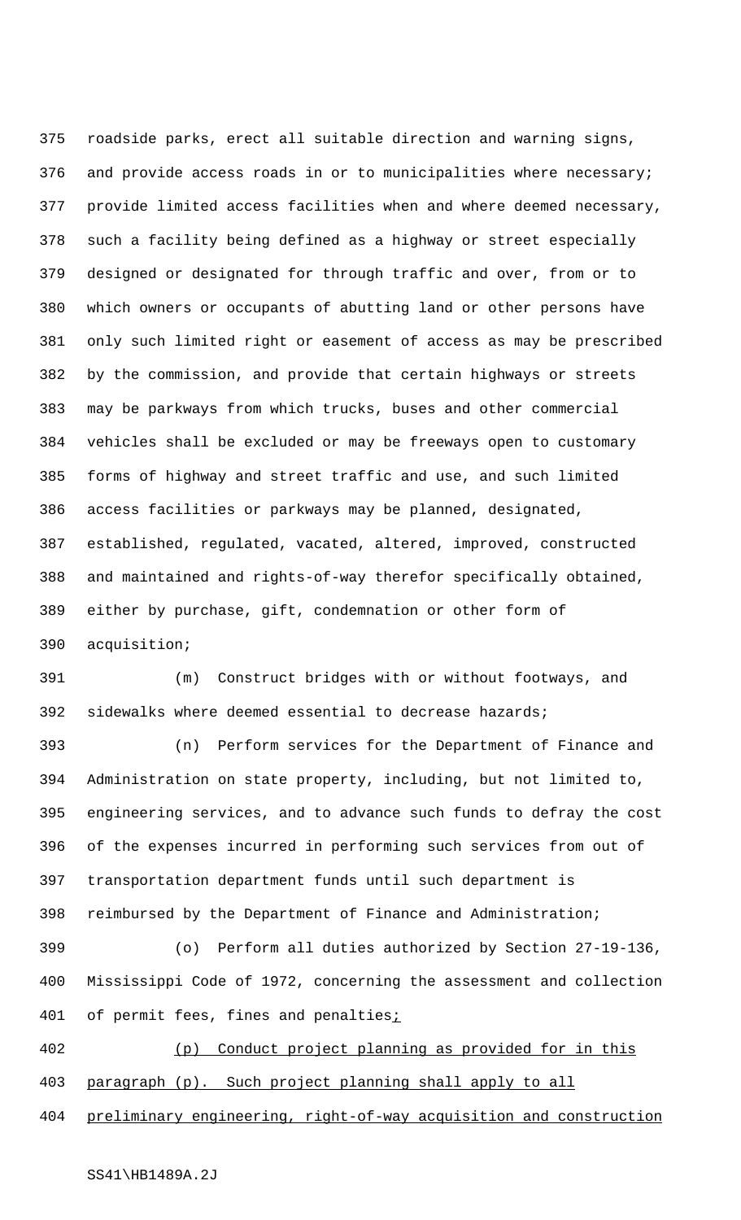roadside parks, erect all suitable direction and warning signs, and provide access roads in or to municipalities where necessary; provide limited access facilities when and where deemed necessary, such a facility being defined as a highway or street especially designed or designated for through traffic and over, from or to which owners or occupants of abutting land or other persons have only such limited right or easement of access as may be prescribed by the commission, and provide that certain highways or streets may be parkways from which trucks, buses and other commercial vehicles shall be excluded or may be freeways open to customary forms of highway and street traffic and use, and such limited access facilities or parkways may be planned, designated, established, regulated, vacated, altered, improved, constructed and maintained and rights-of-way therefor specifically obtained, either by purchase, gift, condemnation or other form of acquisition;

(m) Construct bridges with or without footways, and sidewalks where deemed essential to decrease hazards;

(n) Perform services for the Department of Finance and Administration on state property, including, but not limited to, engineering services, and to advance such funds to defray the cost of the expenses incurred in performing such services from out of transportation department funds until such department is reimbursed by the Department of Finance and Administration;

(o) Perform all duties authorized by Section 27-19-136, Mississippi Code of 1972, concerning the assessment and collection of permit fees, fines and penalties;

(p) Conduct project planning as provided for in this paragraph (p). Such project planning shall apply to all preliminary engineering, right-of-way acquisition and construction

SS41\HB1489A.2J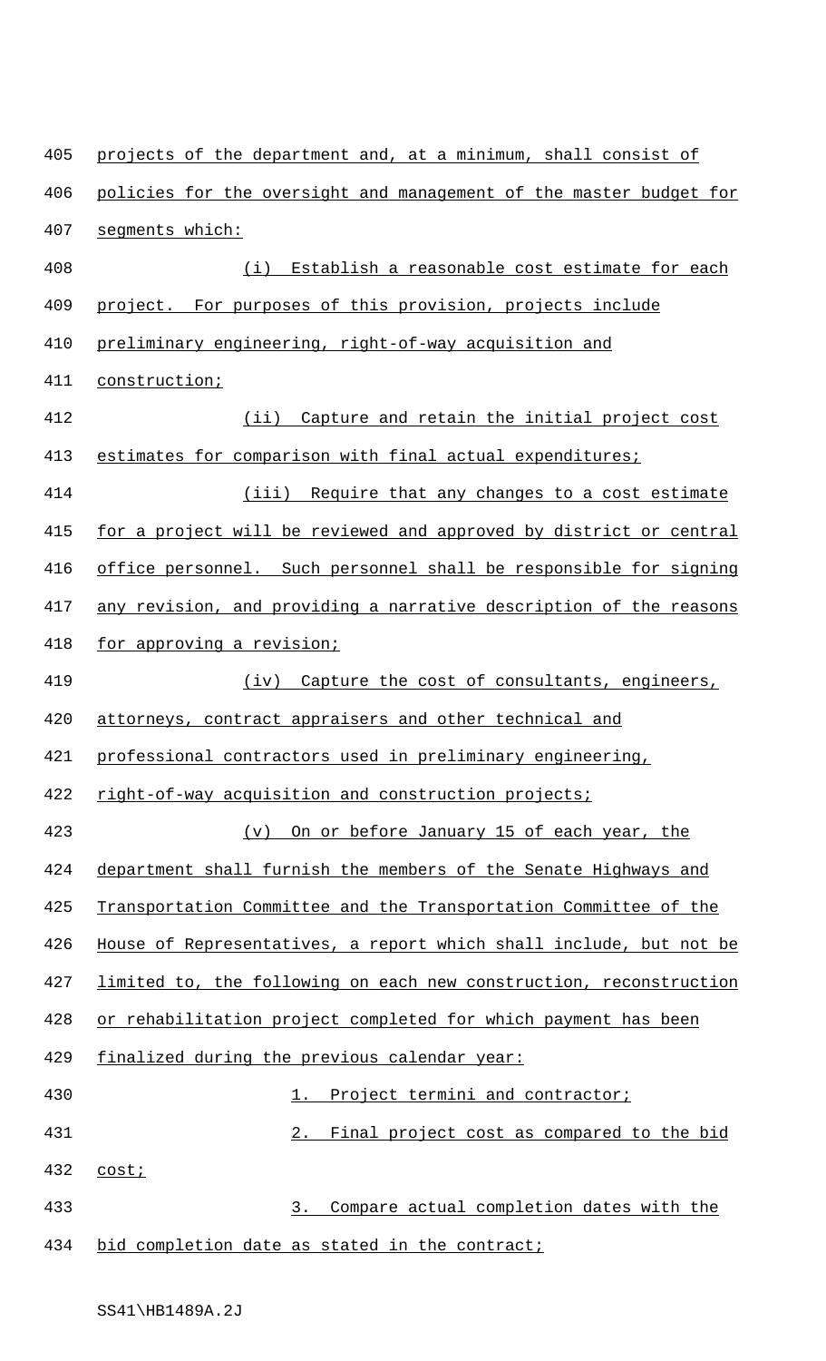projects of the department and, at a minimum, shall consist of policies for the oversight and management of the master budget for segments which:

(i) Establish a reasonable cost estimate for each project. For purposes of this provision, projects include preliminary engineering, right-of-way acquisition and construction;

(ii) Capture and retain the initial project cost estimates for comparison with final actual expenditures;

(iii) Require that any changes to a cost estimate for a project will be reviewed and approved by district or central office personnel. Such personnel shall be responsible for signing any revision, and providing a narrative description of the reasons for approving a revision;

(iv) Capture the cost of consultants, engineers, attorneys, contract appraisers and other technical and professional contractors used in preliminary engineering, right-of-way acquisition and construction projects;

(v) On or before January 15 of each year, the department shall furnish the members of the Senate Highways and Transportation Committee and the Transportation Committee of the House of Representatives, a report which shall include, but not be limited to, the following on each new construction, reconstruction or rehabilitation project completed for which payment has been finalized during the previous calendar year:

1. Project termini and contractor;

2. Final project cost as compared to the bid cost;

3. Compare actual completion dates with the bid completion date as stated in the contract;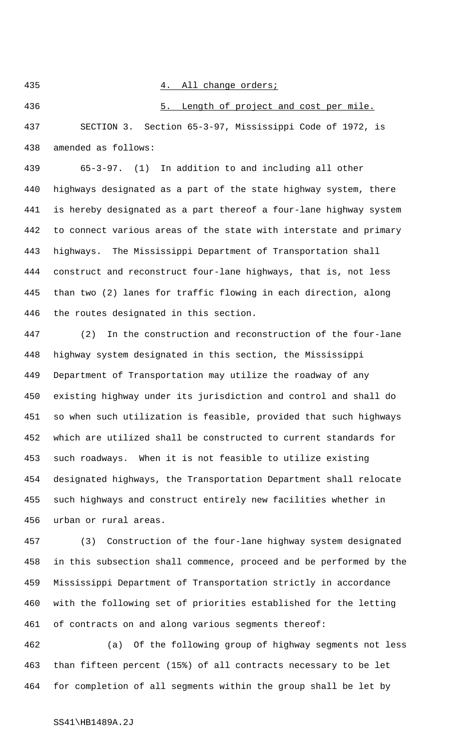4. All change orders;

5. Length of project and cost per mile.

SECTION 3. Section 65-3-97, Mississippi Code of 1972, is amended as follows:

65-3-97. (1) In addition to and including all other highways designated as a part of the state highway system, there is hereby designated as a part thereof a four-lane highway system to connect various areas of the state with interstate and primary highways. The Mississippi Department of Transportation shall construct and reconstruct four-lane highways, that is, not less than two (2) lanes for traffic flowing in each direction, along the routes designated in this section.

(2) In the construction and reconstruction of the four-lane highway system designated in this section, the Mississippi Department of Transportation may utilize the roadway of any existing highway under its jurisdiction and control and shall do so when such utilization is feasible, provided that such highways which are utilized shall be constructed to current standards for such roadways. When it is not feasible to utilize existing designated highways, the Transportation Department shall relocate such highways and construct entirely new facilities whether in urban or rural areas.

(3) Construction of the four-lane highway system designated in this subsection shall commence, proceed and be performed by the Mississippi Department of Transportation strictly in accordance with the following set of priorities established for the letting of contracts on and along various segments thereof:

(a) Of the following group of highway segments not less than fifteen percent (15%) of all contracts necessary to be let for completion of all segments within the group shall be let by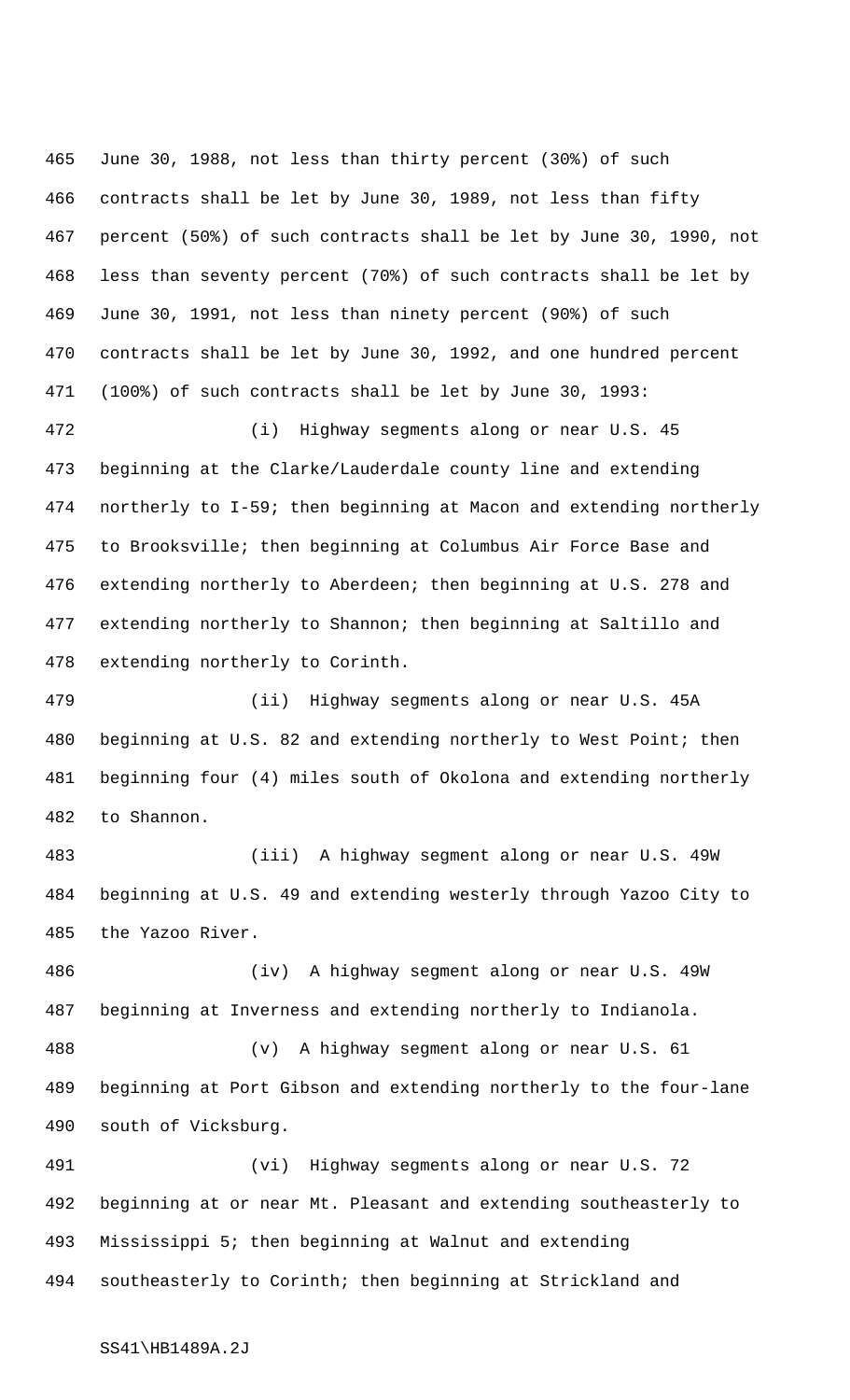June 30, 1988, not less than thirty percent (30%) of such contracts shall be let by June 30, 1989, not less than fifty percent (50%) of such contracts shall be let by June 30, 1990, not less than seventy percent (70%) of such contracts shall be let by June 30, 1991, not less than ninety percent (90%) of such contracts shall be let by June 30, 1992, and one hundred percent (100%) of such contracts shall be let by June 30, 1993:

(i) Highway segments along or near U.S. 45 beginning at the Clarke/Lauderdale county line and extending northerly to I-59; then beginning at Macon and extending northerly to Brooksville; then beginning at Columbus Air Force Base and extending northerly to Aberdeen; then beginning at U.S. 278 and extending northerly to Shannon; then beginning at Saltillo and extending northerly to Corinth.

(ii) Highway segments along or near U.S. 45A beginning at U.S. 82 and extending northerly to West Point; then beginning four (4) miles south of Okolona and extending northerly to Shannon.

(iii) A highway segment along or near U.S. 49W beginning at U.S. 49 and extending westerly through Yazoo City to the Yazoo River.

(iv) A highway segment along or near U.S. 49W beginning at Inverness and extending northerly to Indianola.

(v) A highway segment along or near U.S. 61 beginning at Port Gibson and extending northerly to the four-lane south of Vicksburg.

(vi) Highway segments along or near U.S. 72 beginning at or near Mt. Pleasant and extending southeasterly to Mississippi 5; then beginning at Walnut and extending southeasterly to Corinth; then beginning at Strickland and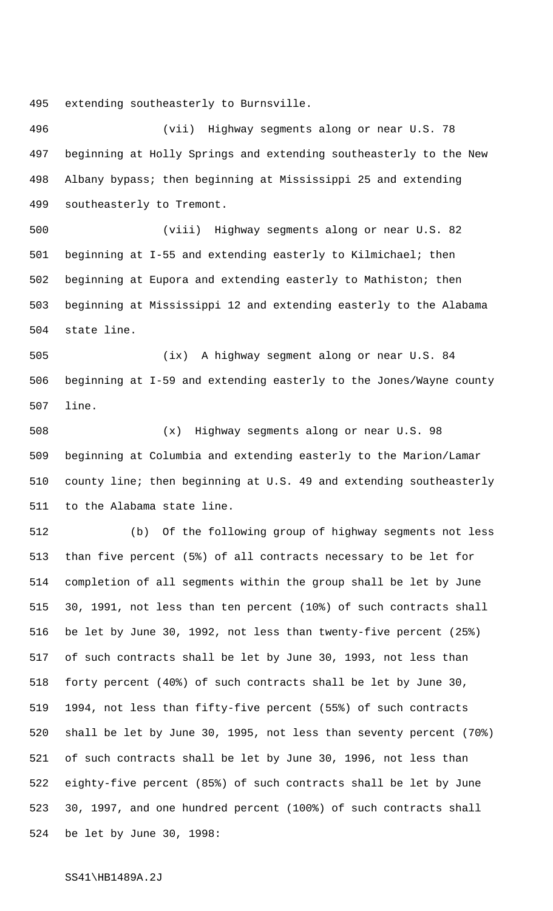extending southeasterly to Burnsville.

(vii) Highway segments along or near U.S. 78 beginning at Holly Springs and extending southeasterly to the New Albany bypass; then beginning at Mississippi 25 and extending southeasterly to Tremont.

(viii) Highway segments along or near U.S. 82 beginning at I-55 and extending easterly to Kilmichael; then beginning at Eupora and extending easterly to Mathiston; then beginning at Mississippi 12 and extending easterly to the Alabama state line.

(ix) A highway segment along or near U.S. 84 beginning at I-59 and extending easterly to the Jones/Wayne county line.

(x) Highway segments along or near U.S. 98 beginning at Columbia and extending easterly to the Marion/Lamar county line; then beginning at U.S. 49 and extending southeasterly to the Alabama state line.

(b) Of the following group of highway segments not less than five percent (5%) of all contracts necessary to be let for completion of all segments within the group shall be let by June 30, 1991, not less than ten percent (10%) of such contracts shall be let by June 30, 1992, not less than twenty-five percent (25%) of such contracts shall be let by June 30, 1993, not less than forty percent (40%) of such contracts shall be let by June 30, 1994, not less than fifty-five percent (55%) of such contracts shall be let by June 30, 1995, not less than seventy percent (70%) of such contracts shall be let by June 30, 1996, not less than eighty-five percent (85%) of such contracts shall be let by June 30, 1997, and one hundred percent (100%) of such contracts shall be let by June 30, 1998: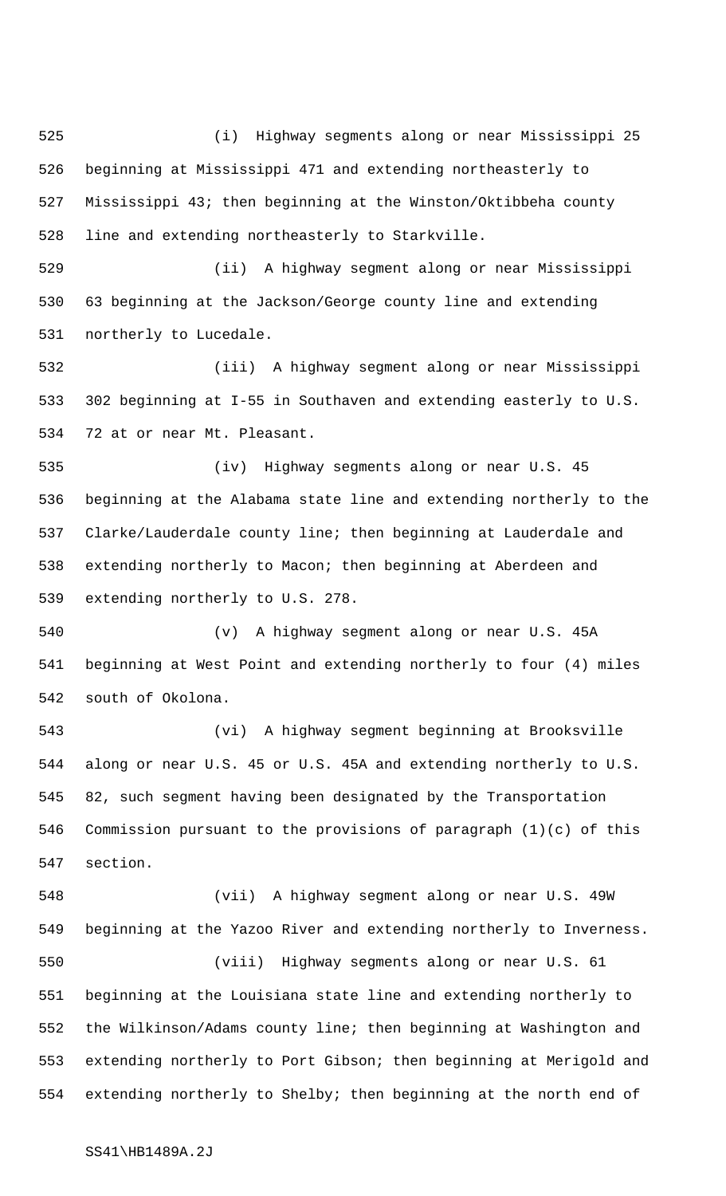(i) Highway segments along or near Mississippi 25 beginning at Mississippi 471 and extending northeasterly to Mississippi 43; then beginning at the Winston/Oktibbeha county line and extending northeasterly to Starkville.

(ii) A highway segment along or near Mississippi 63 beginning at the Jackson/George county line and extending northerly to Lucedale.

(iii) A highway segment along or near Mississippi 302 beginning at I-55 in Southaven and extending easterly to U.S. 72 at or near Mt. Pleasant.

(iv) Highway segments along or near U.S. 45 beginning at the Alabama state line and extending northerly to the Clarke/Lauderdale county line; then beginning at Lauderdale and extending northerly to Macon; then beginning at Aberdeen and extending northerly to U.S. 278.

(v) A highway segment along or near U.S. 45A beginning at West Point and extending northerly to four (4) miles south of Okolona.

(vi) A highway segment beginning at Brooksville along or near U.S. 45 or U.S. 45A and extending northerly to U.S. 82, such segment having been designated by the Transportation Commission pursuant to the provisions of paragraph (1)(c) of this section.

(vii) A highway segment along or near U.S. 49W beginning at the Yazoo River and extending northerly to Inverness.

(viii) Highway segments along or near U.S. 61 beginning at the Louisiana state line and extending northerly to the Wilkinson/Adams county line; then beginning at Washington and extending northerly to Port Gibson; then beginning at Merigold and extending northerly to Shelby; then beginning at the north end of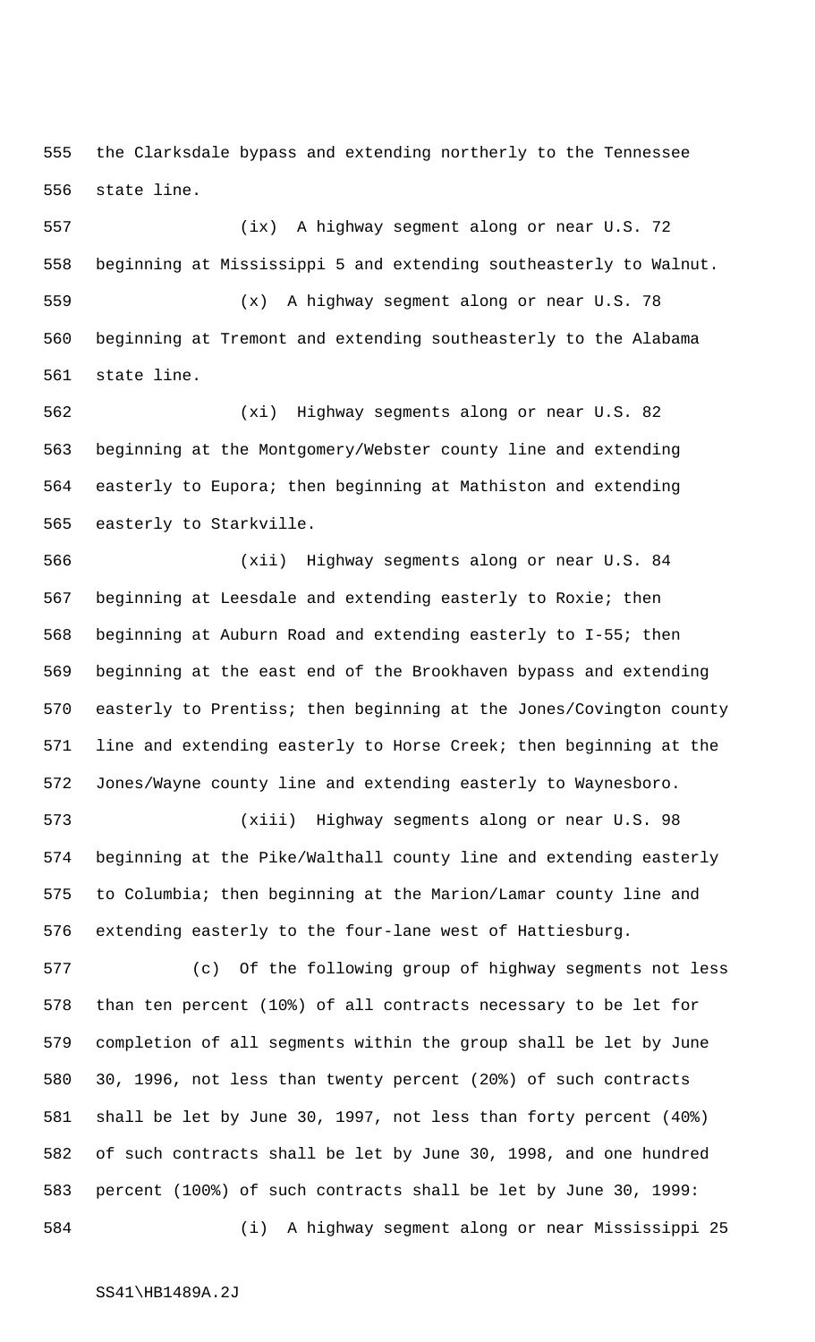the Clarksdale bypass and extending northerly to the Tennessee state line.

(ix) A highway segment along or near U.S. 72 beginning at Mississippi 5 and extending southeasterly to Walnut.

(x) A highway segment along or near U.S. 78 beginning at Tremont and extending southeasterly to the Alabama state line.

(xi) Highway segments along or near U.S. 82 beginning at the Montgomery/Webster county line and extending easterly to Eupora; then beginning at Mathiston and extending easterly to Starkville.

(xii) Highway segments along or near U.S. 84 beginning at Leesdale and extending easterly to Roxie; then beginning at Auburn Road and extending easterly to I-55; then beginning at the east end of the Brookhaven bypass and extending easterly to Prentiss; then beginning at the Jones/Covington county line and extending easterly to Horse Creek; then beginning at the Jones/Wayne county line and extending easterly to Waynesboro.

(xiii) Highway segments along or near U.S. 98 beginning at the Pike/Walthall county line and extending easterly to Columbia; then beginning at the Marion/Lamar county line and extending easterly to the four-lane west of Hattiesburg.

(c) Of the following group of highway segments not less than ten percent (10%) of all contracts necessary to be let for completion of all segments within the group shall be let by June 30, 1996, not less than twenty percent (20%) of such contracts shall be let by June 30, 1997, not less than forty percent (40%) of such contracts shall be let by June 30, 1998, and one hundred percent (100%) of such contracts shall be let by June 30, 1999:

(i) A highway segment along or near Mississippi 25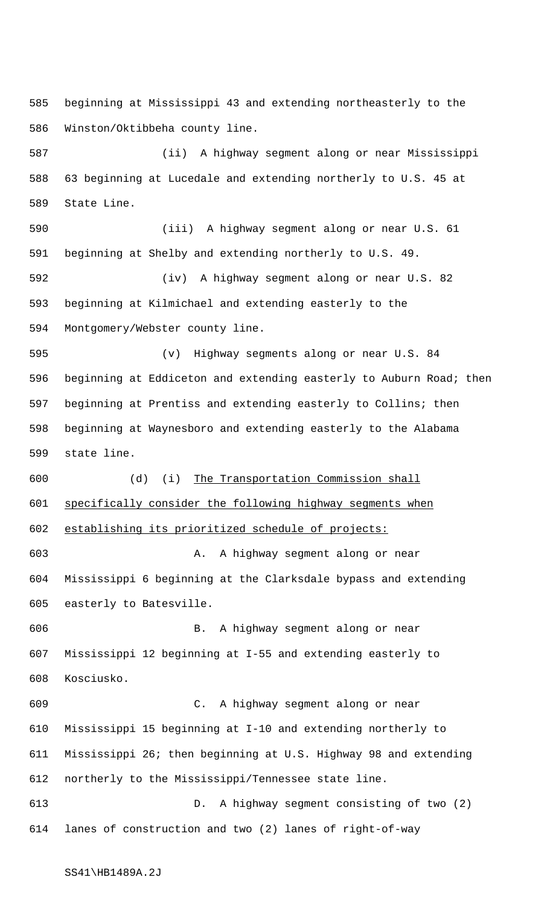beginning at Mississippi 43 and extending northeasterly to the Winston/Oktibbeha county line.

(ii) A highway segment along or near Mississippi 63 beginning at Lucedale and extending northerly to U.S. 45 at State Line.

(iii) A highway segment along or near U.S. 61 beginning at Shelby and extending northerly to U.S. 49.

(iv) A highway segment along or near U.S. 82 beginning at Kilmichael and extending easterly to the Montgomery/Webster county line.

(v) Highway segments along or near U.S. 84 beginning at Eddiceton and extending easterly to Auburn Road; then beginning at Prentiss and extending easterly to Collins; then beginning at Waynesboro and extending easterly to the Alabama state line.

(d) (i) The Transportation Commission shall specifically consider the following highway segments when establishing its prioritized schedule of projects:

A. A highway segment along or near Mississippi 6 beginning at the Clarksdale bypass and extending easterly to Batesville.

B. A highway segment along or near Mississippi 12 beginning at I-55 and extending easterly to Kosciusko.

C. A highway segment along or near Mississippi 15 beginning at I-10 and extending northerly to Mississippi 26; then beginning at U.S. Highway 98 and extending northerly to the Mississippi/Tennessee state line.

D. A highway segment consisting of two (2) lanes of construction and two (2) lanes of right-of-way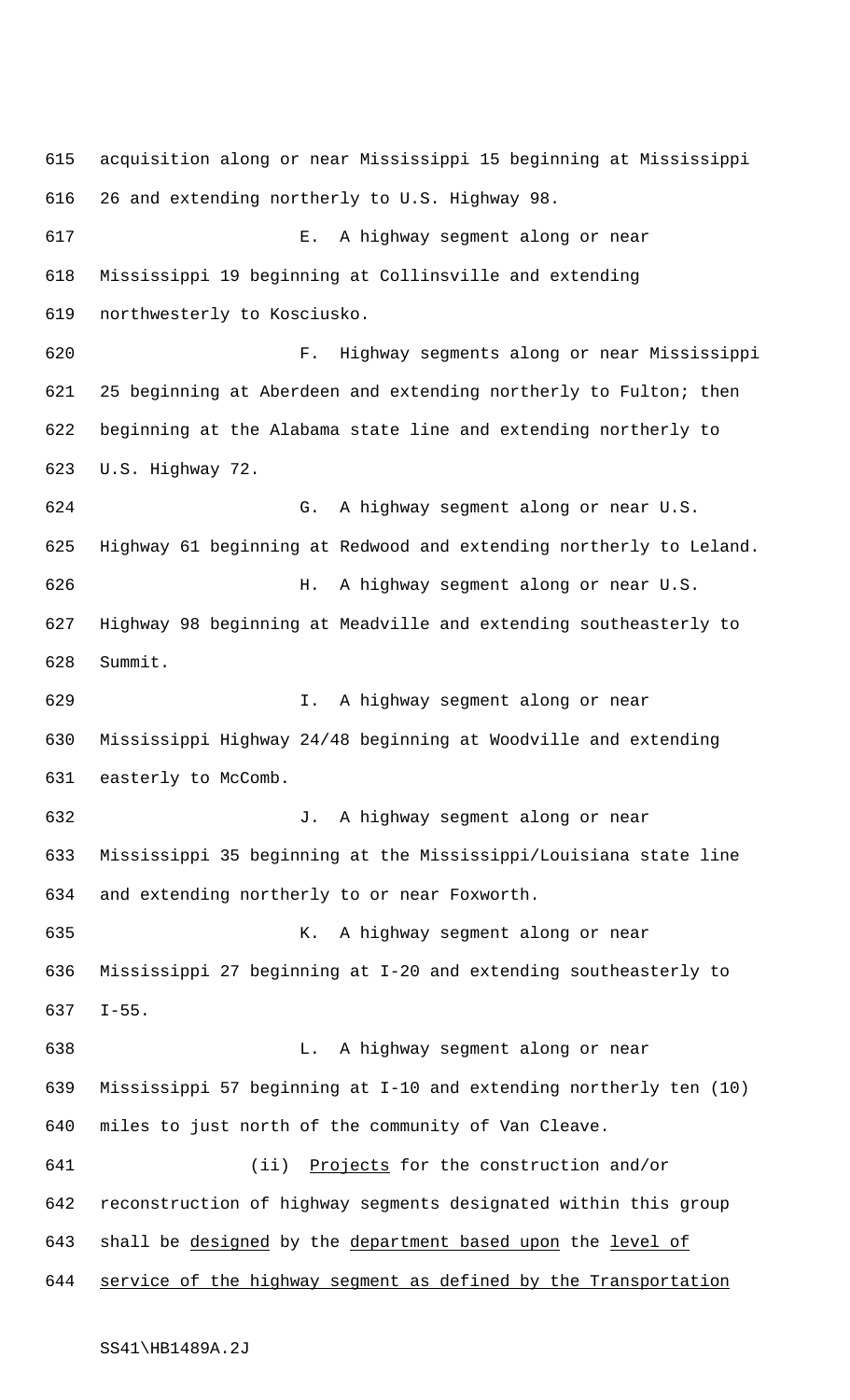acquisition along or near Mississippi 15 beginning at Mississippi 26 and extending northerly to U.S. Highway 98.

E. A highway segment along or near Mississippi 19 beginning at Collinsville and extending northwesterly to Kosciusko.

F. Highway segments along or near Mississippi 25 beginning at Aberdeen and extending northerly to Fulton; then beginning at the Alabama state line and extending northerly to U.S. Highway 72.

G. A highway segment along or near U.S. Highway 61 beginning at Redwood and extending northerly to Leland.

H. A highway segment along or near U.S. Highway 98 beginning at Meadville and extending southeasterly to Summit.

I. A highway segment along or near Mississippi Highway 24/48 beginning at Woodville and extending easterly to McComb.

J. A highway segment along or near Mississippi 35 beginning at the Mississippi/Louisiana state line and extending northerly to or near Foxworth.

K. A highway segment along or near Mississippi 27 beginning at I-20 and extending southeasterly to I-55.

L. A highway segment along or near Mississippi 57 beginning at I-10 and extending northerly ten (10) miles to just north of the community of Van Cleave.

(ii) Projects for the construction and/or reconstruction of highway segments designated within this group shall be designed by the department based upon the level of service of the highway segment as defined by the Transportation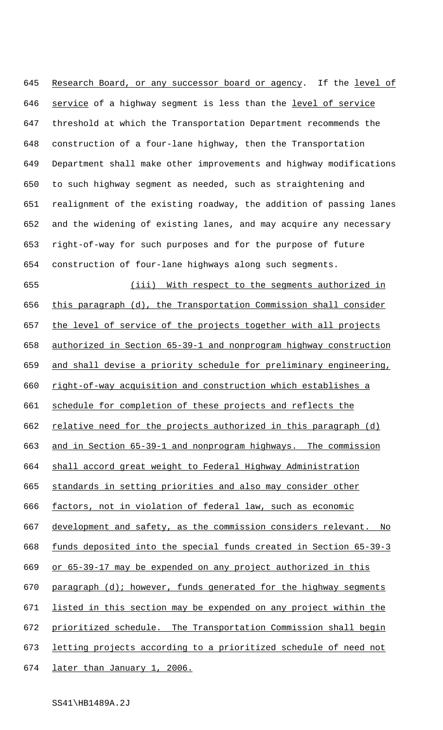Research Board, or any successor board or agency. If the level of service of a highway segment is less than the level of service threshold at which the Transportation Department recommends the construction of a four-lane highway, then the Transportation Department shall make other improvements and highway modifications to such highway segment as needed, such as straightening and realignment of the existing roadway, the addition of passing lanes and the widening of existing lanes, and may acquire any necessary right-of-way for such purposes and for the purpose of future construction of four-lane highways along such segments.

(iii) With respect to the segments authorized in this paragraph (d), the Transportation Commission shall consider the level of service of the projects together with all projects authorized in Section 65-39-1 and nonprogram highway construction and shall devise a priority schedule for preliminary engineering, right-of-way acquisition and construction which establishes a schedule for completion of these projects and reflects the relative need for the projects authorized in this paragraph (d) and in Section 65-39-1 and nonprogram highways. The commission shall accord great weight to Federal Highway Administration standards in setting priorities and also may consider other factors, not in violation of federal law, such as economic development and safety, as the commission considers relevant. No funds deposited into the special funds created in Section 65-39-3 or 65-39-17 may be expended on any project authorized in this paragraph (d); however, funds generated for the highway segments listed in this section may be expended on any project within the prioritized schedule. The Transportation Commission shall begin letting projects according to a prioritized schedule of need not later than January 1, 2006.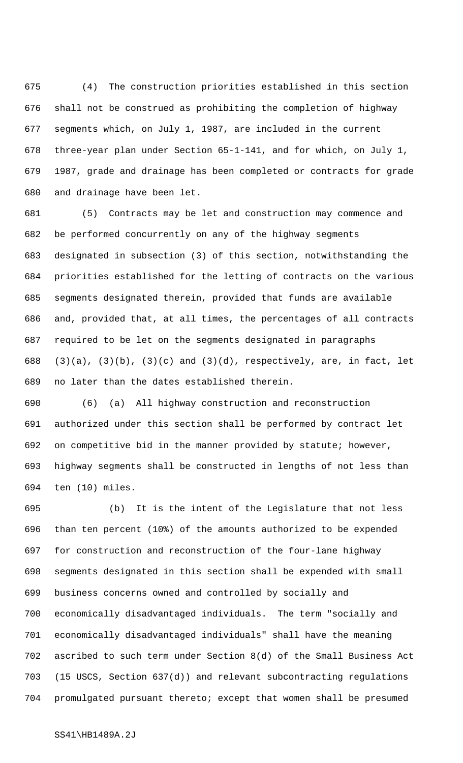(4) The construction priorities established in this section shall not be construed as prohibiting the completion of highway segments which, on July 1, 1987, are included in the current three-year plan under Section 65-1-141, and for which, on July 1, 1987, grade and drainage has been completed or contracts for grade and drainage have been let.

(5) Contracts may be let and construction may commence and be performed concurrently on any of the highway segments designated in subsection (3) of this section, notwithstanding the priorities established for the letting of contracts on the various segments designated therein, provided that funds are available and, provided that, at all times, the percentages of all contracts required to be let on the segments designated in paragraphs (3)(a), (3)(b), (3)(c) and (3)(d), respectively, are, in fact, let no later than the dates established therein.

(6) (a) All highway construction and reconstruction authorized under this section shall be performed by contract let on competitive bid in the manner provided by statute; however, highway segments shall be constructed in lengths of not less than ten (10) miles.

(b) It is the intent of the Legislature that not less than ten percent (10%) of the amounts authorized to be expended for construction and reconstruction of the four-lane highway segments designated in this section shall be expended with small business concerns owned and controlled by socially and economically disadvantaged individuals. The term "socially and economically disadvantaged individuals" shall have the meaning ascribed to such term under Section 8(d) of the Small Business Act (15 USCS, Section 637(d)) and relevant subcontracting regulations promulgated pursuant thereto; except that women shall be presumed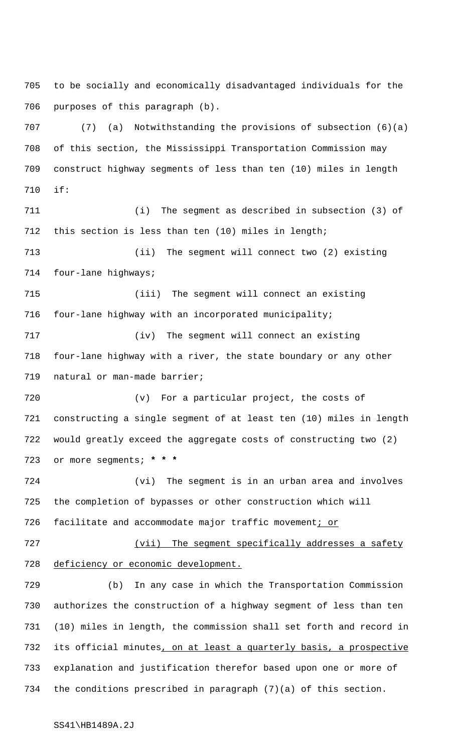to be socially and economically disadvantaged individuals for the purposes of this paragraph (b).

(7) (a) Notwithstanding the provisions of subsection (6)(a) of this section, the Mississippi Transportation Commission may construct highway segments of less than ten (10) miles in length if:

(i) The segment as described in subsection (3) of this section is less than ten (10) miles in length;

(ii) The segment will connect two (2) existing four-lane highways;

(iii) The segment will connect an existing four-lane highway with an incorporated municipality;

(iv) The segment will connect an existing four-lane highway with a river, the state boundary or any other natural or man-made barrier;

(v) For a particular project, the costs of constructing a single segment of at least ten (10) miles in length would greatly exceed the aggregate costs of constructing two (2) or more segments; *** * ***

(vi) The segment is in an urban area and involves the completion of bypasses or other construction which will facilitate and accommodate major traffic movement<u>; or</u>

<u>(vii) The segment specifically addresses a safety deficiency or economic development.</u>

(b) In any case in which the Transportation Commission authorizes the construction of a highway segment of less than ten (10) miles in length, the commission shall set forth and record in its official minutes<u>, on at least a quarterly basis, a prospective</u> explanation and justification therefor based upon one or more of the conditions prescribed in paragraph (7)(a) of this section.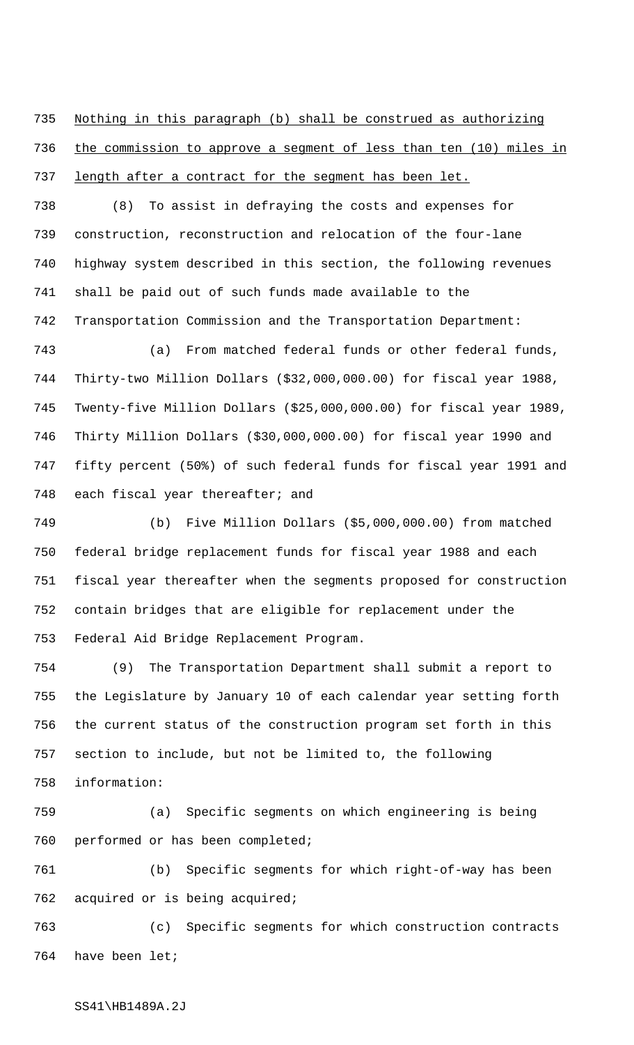Nothing in this paragraph (b) shall be construed as authorizing the commission to approve a segment of less than ten (10) miles in length after a contract for the segment has been let.

(8) To assist in defraying the costs and expenses for construction, reconstruction and relocation of the four-lane highway system described in this section, the following revenues shall be paid out of such funds made available to the Transportation Commission and the Transportation Department:

(a) From matched federal funds or other federal funds, Thirty-two Million Dollars ($32,000,000.00) for fiscal year 1988, Twenty-five Million Dollars ($25,000,000.00) for fiscal year 1989, Thirty Million Dollars ($30,000,000.00) for fiscal year 1990 and fifty percent (50%) of such federal funds for fiscal year 1991 and each fiscal year thereafter; and

(b) Five Million Dollars ($5,000,000.00) from matched federal bridge replacement funds for fiscal year 1988 and each fiscal year thereafter when the segments proposed for construction contain bridges that are eligible for replacement under the Federal Aid Bridge Replacement Program.

(9) The Transportation Department shall submit a report to the Legislature by January 10 of each calendar year setting forth the current status of the construction program set forth in this section to include, but not be limited to, the following information:

(a) Specific segments on which engineering is being performed or has been completed;

(b) Specific segments for which right-of-way has been acquired or is being acquired;

(c) Specific segments for which construction contracts have been let;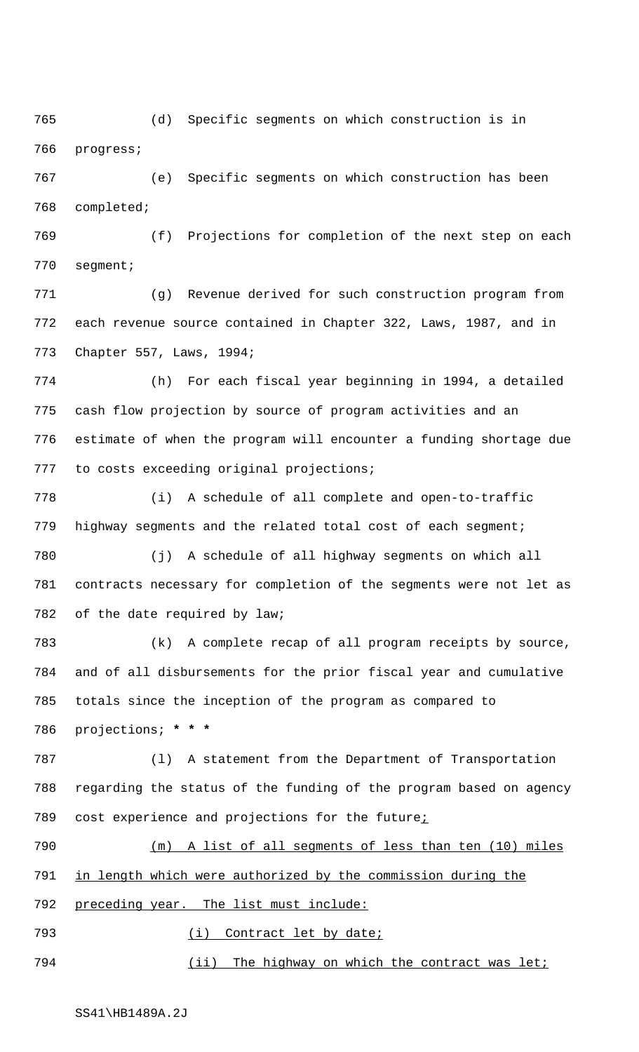(d) Specific segments on which construction is in progress;

(e) Specific segments on which construction has been completed;

(f) Projections for completion of the next step on each segment;

(g) Revenue derived for such construction program from each revenue source contained in Chapter 322, Laws, 1987, and in Chapter 557, Laws, 1994;

(h) For each fiscal year beginning in 1994, a detailed cash flow projection by source of program activities and an estimate of when the program will encounter a funding shortage due to costs exceeding original projections;

(i) A schedule of all complete and open-to-traffic highway segments and the related total cost of each segment;

(j) A schedule of all highway segments on which all contracts necessary for completion of the segments were not let as of the date required by law;

(k) A complete recap of all program receipts by source, and of all disbursements for the prior fiscal year and cumulative totals since the inception of the program as compared to projections; **\* \* \***

(l) A statement from the Department of Transportation regarding the status of the funding of the program based on agency cost experience and projections for the future;

(m) A list of all segments of less than ten (10) miles in length which were authorized by the commission during the preceding year. The list must include:

(i) Contract let by date;

(ii) The highway on which the contract was let;

SS41\HB1489A.2J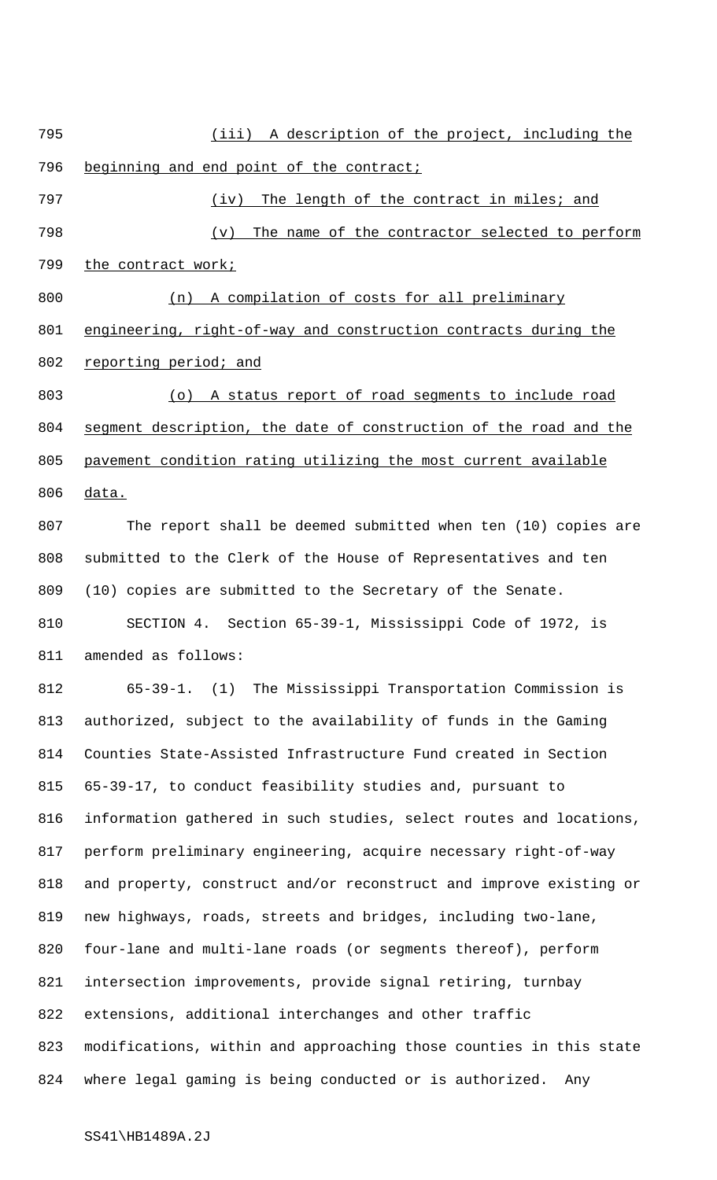(iii) A description of the project, including the beginning and end point of the contract;

(iv) The length of the contract in miles; and

(v) The name of the contractor selected to perform the contract work;

(n) A compilation of costs for all preliminary engineering, right-of-way and construction contracts during the reporting period; and

(o) A status report of road segments to include road segment description, the date of construction of the road and the pavement condition rating utilizing the most current available data.

The report shall be deemed submitted when ten (10) copies are submitted to the Clerk of the House of Representatives and ten (10) copies are submitted to the Secretary of the Senate.

SECTION 4. Section 65-39-1, Mississippi Code of 1972, is amended as follows:

65-39-1. (1) The Mississippi Transportation Commission is authorized, subject to the availability of funds in the Gaming Counties State-Assisted Infrastructure Fund created in Section 65-39-17, to conduct feasibility studies and, pursuant to information gathered in such studies, select routes and locations, perform preliminary engineering, acquire necessary right-of-way and property, construct and/or reconstruct and improve existing or new highways, roads, streets and bridges, including two-lane, four-lane and multi-lane roads (or segments thereof), perform intersection improvements, provide signal retiring, turnbay extensions, additional interchanges and other traffic modifications, within and approaching those counties in this state where legal gaming is being conducted or is authorized. Any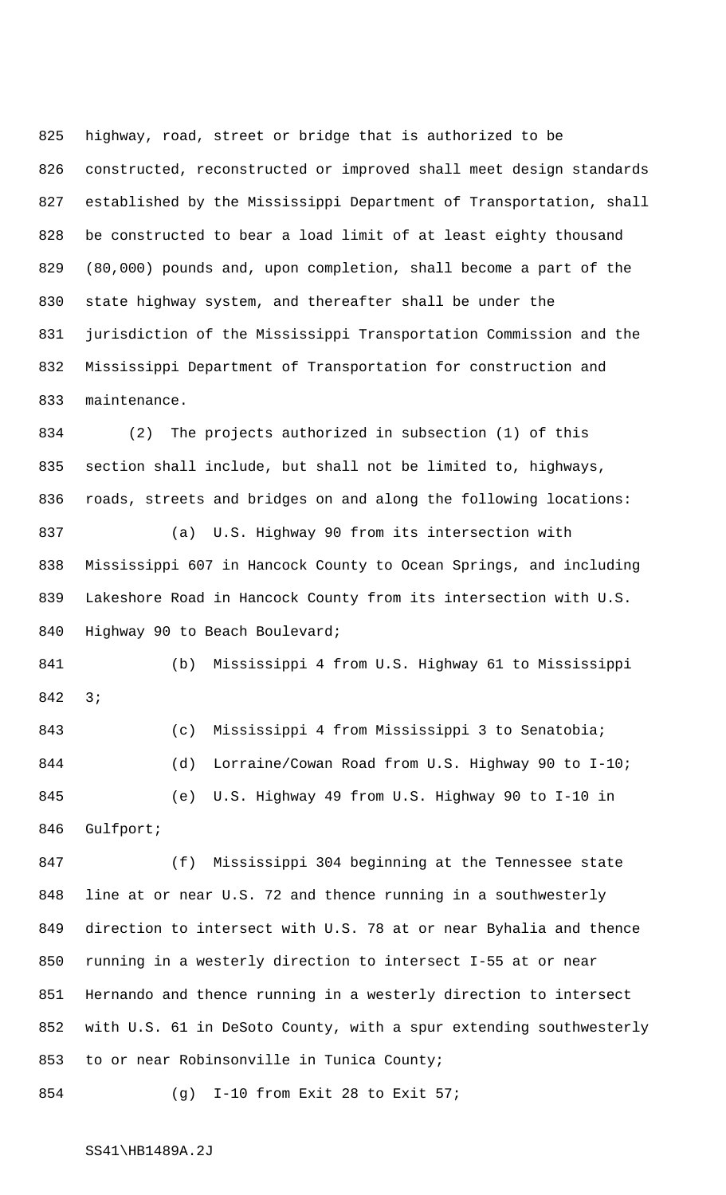highway, road, street or bridge that is authorized to be constructed, reconstructed or improved shall meet design standards established by the Mississippi Department of Transportation, shall be constructed to bear a load limit of at least eighty thousand (80,000) pounds and, upon completion, shall become a part of the state highway system, and thereafter shall be under the jurisdiction of the Mississippi Transportation Commission and the Mississippi Department of Transportation for construction and maintenance.

(2) The projects authorized in subsection (1) of this section shall include, but shall not be limited to, highways, roads, streets and bridges on and along the following locations:

(a) U.S. Highway 90 from its intersection with Mississippi 607 in Hancock County to Ocean Springs, and including Lakeshore Road in Hancock County from its intersection with U.S. Highway 90 to Beach Boulevard;

(b) Mississippi 4 from U.S. Highway 61 to Mississippi 3;

(c) Mississippi 4 from Mississippi 3 to Senatobia;

(d) Lorraine/Cowan Road from U.S. Highway 90 to I-10;

(e) U.S. Highway 49 from U.S. Highway 90 to I-10 in Gulfport;

(f) Mississippi 304 beginning at the Tennessee state line at or near U.S. 72 and thence running in a southwesterly direction to intersect with U.S. 78 at or near Byhalia and thence running in a westerly direction to intersect I-55 at or near Hernando and thence running in a westerly direction to intersect with U.S. 61 in DeSoto County, with a spur extending southwesterly to or near Robinsonville in Tunica County;

(g) I-10 from Exit 28 to Exit 57;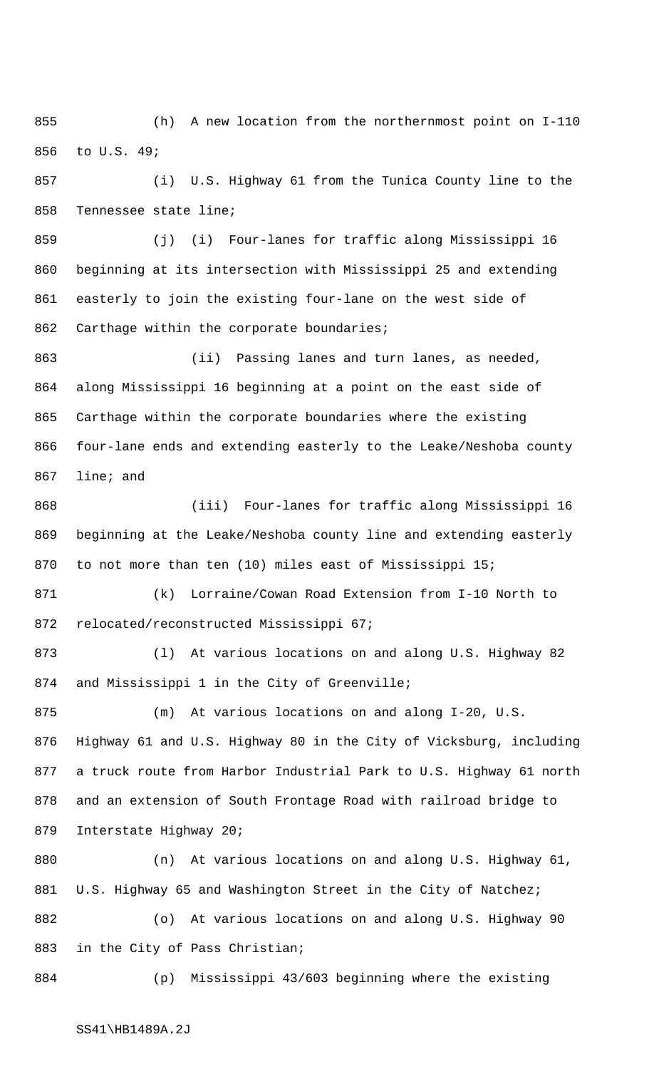(h) A new location from the northernmost point on I-110 to U.S. 49;

(i) U.S. Highway 61 from the Tunica County line to the Tennessee state line;

(j) (i) Four-lanes for traffic along Mississippi 16 beginning at its intersection with Mississippi 25 and extending easterly to join the existing four-lane on the west side of Carthage within the corporate boundaries;

(ii) Passing lanes and turn lanes, as needed, along Mississippi 16 beginning at a point on the east side of Carthage within the corporate boundaries where the existing four-lane ends and extending easterly to the Leake/Neshoba county line; and

(iii) Four-lanes for traffic along Mississippi 16 beginning at the Leake/Neshoba county line and extending easterly to not more than ten (10) miles east of Mississippi 15;

(k) Lorraine/Cowan Road Extension from I-10 North to relocated/reconstructed Mississippi 67;

(l) At various locations on and along U.S. Highway 82 and Mississippi 1 in the City of Greenville;

(m) At various locations on and along I-20, U.S. Highway 61 and U.S. Highway 80 in the City of Vicksburg, including a truck route from Harbor Industrial Park to U.S. Highway 61 north and an extension of South Frontage Road with railroad bridge to Interstate Highway 20;

(n) At various locations on and along U.S. Highway 61, U.S. Highway 65 and Washington Street in the City of Natchez;

(o) At various locations on and along U.S. Highway 90 in the City of Pass Christian;

(p) Mississippi 43/603 beginning where the existing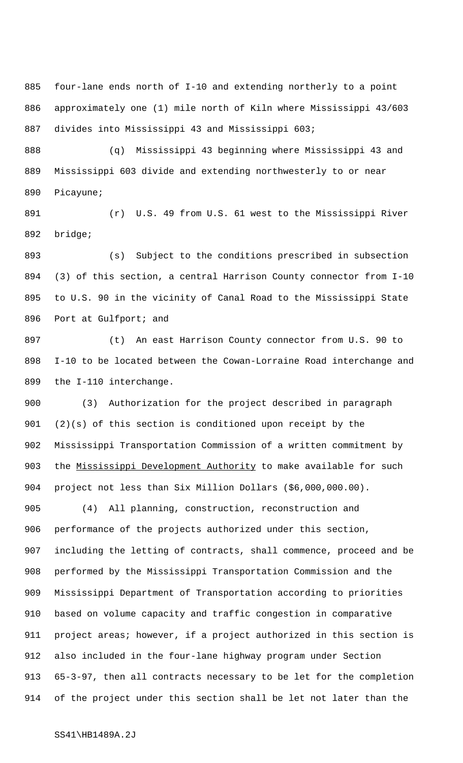four-lane ends north of I-10 and extending northerly to a point approximately one (1) mile north of Kiln where Mississippi 43/603 divides into Mississippi 43 and Mississippi 603;

(q) Mississippi 43 beginning where Mississippi 43 and Mississippi 603 divide and extending northwesterly to or near Picayune;

(r) U.S. 49 from U.S. 61 west to the Mississippi River bridge;

(s) Subject to the conditions prescribed in subsection (3) of this section, a central Harrison County connector from I-10 to U.S. 90 in the vicinity of Canal Road to the Mississippi State Port at Gulfport; and

(t) An east Harrison County connector from U.S. 90 to I-10 to be located between the Cowan-Lorraine Road interchange and the I-110 interchange.

(3) Authorization for the project described in paragraph (2)(s) of this section is conditioned upon receipt by the Mississippi Transportation Commission of a written commitment by the Mississippi Development Authority to make available for such project not less than Six Million Dollars ($6,000,000.00).

(4) All planning, construction, reconstruction and performance of the projects authorized under this section, including the letting of contracts, shall commence, proceed and be performed by the Mississippi Transportation Commission and the Mississippi Department of Transportation according to priorities based on volume capacity and traffic congestion in comparative project areas; however, if a project authorized in this section is also included in the four-lane highway program under Section 65-3-97, then all contracts necessary to be let for the completion of the project under this section shall be let not later than the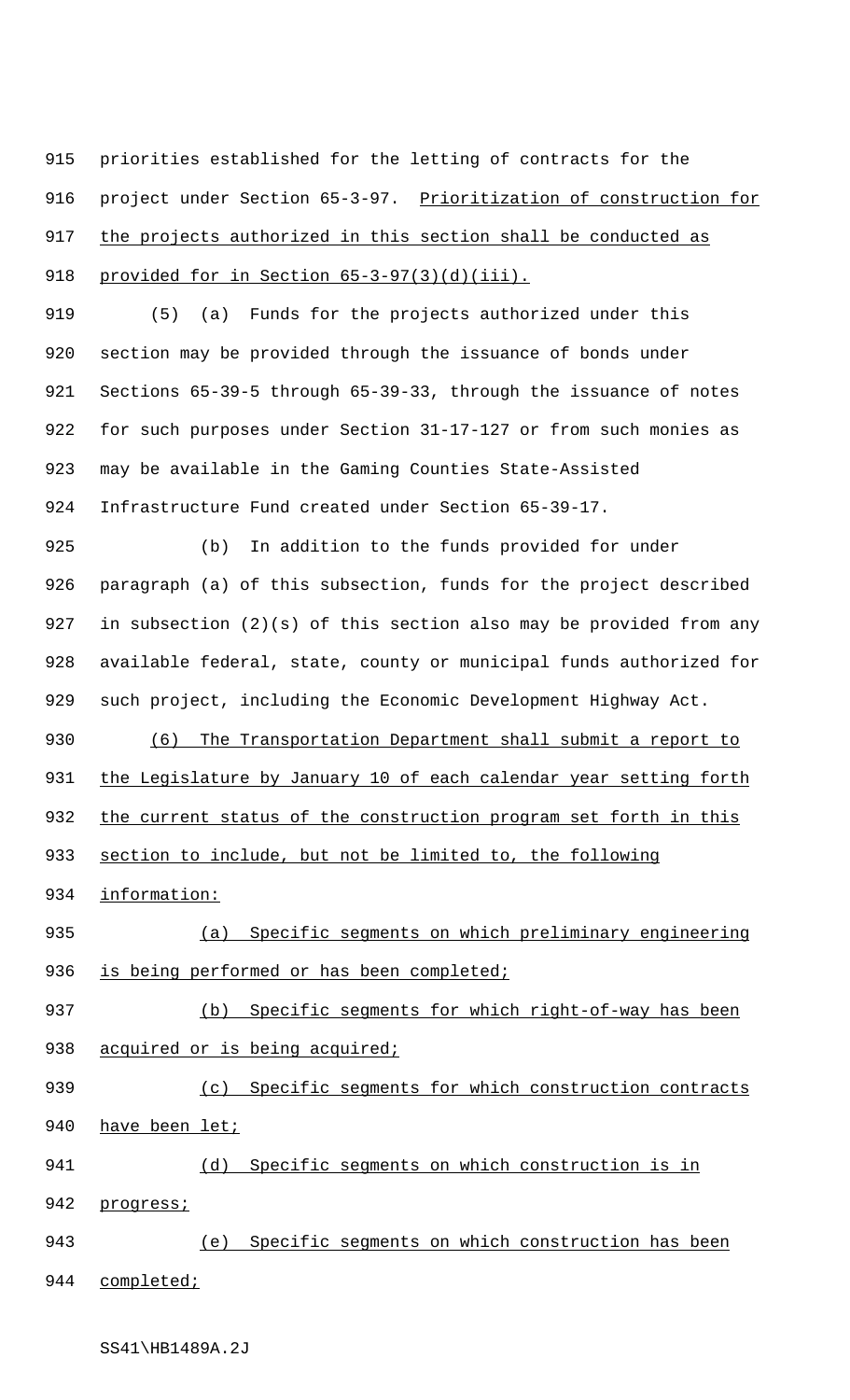priorities established for the letting of contracts for the project under Section 65-3-97. Prioritization of construction for the projects authorized in this section shall be conducted as provided for in Section 65-3-97(3)(d)(iii).

(5) (a) Funds for the projects authorized under this section may be provided through the issuance of bonds under Sections 65-39-5 through 65-39-33, through the issuance of notes for such purposes under Section 31-17-127 or from such monies as may be available in the Gaming Counties State-Assisted Infrastructure Fund created under Section 65-39-17.

(b) In addition to the funds provided for under paragraph (a) of this subsection, funds for the project described in subsection (2)(s) of this section also may be provided from any available federal, state, county or municipal funds authorized for such project, including the Economic Development Highway Act.

(6) The Transportation Department shall submit a report to the Legislature by January 10 of each calendar year setting forth the current status of the construction program set forth in this section to include, but not be limited to, the following information:

(a) Specific segments on which preliminary engineering is being performed or has been completed;

(b) Specific segments for which right-of-way has been acquired or is being acquired;

(c) Specific segments for which construction contracts have been let;

(d) Specific segments on which construction is in progress;

(e) Specific segments on which construction has been completed;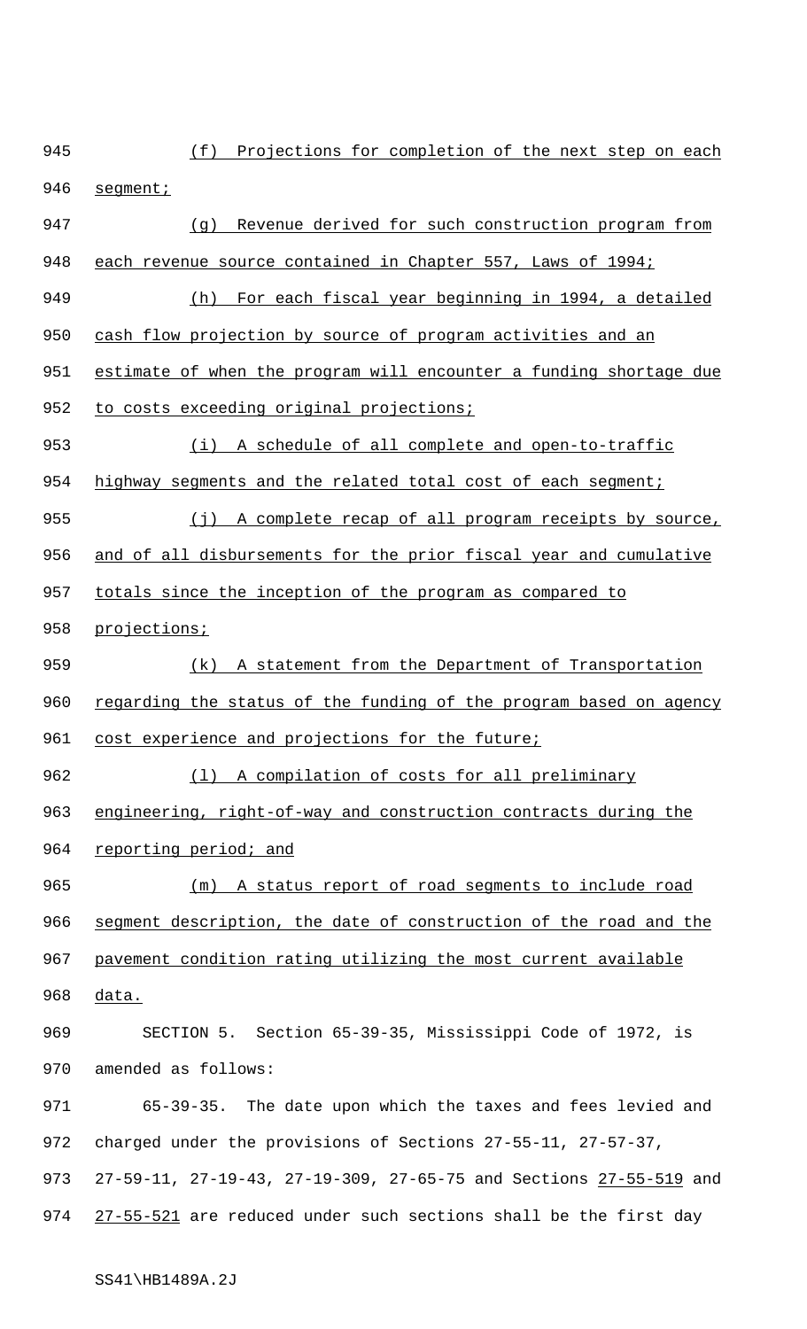(f) Projections for completion of the next step on each segment;

(g) Revenue derived for such construction program from each revenue source contained in Chapter 557, Laws of 1994;

(h) For each fiscal year beginning in 1994, a detailed cash flow projection by source of program activities and an estimate of when the program will encounter a funding shortage due to costs exceeding original projections;

(i) A schedule of all complete and open-to-traffic highway segments and the related total cost of each segment;

(j) A complete recap of all program receipts by source, and of all disbursements for the prior fiscal year and cumulative totals since the inception of the program as compared to projections;

(k) A statement from the Department of Transportation regarding the status of the funding of the program based on agency cost experience and projections for the future;

(l) A compilation of costs for all preliminary engineering, right-of-way and construction contracts during the reporting period; and

(m) A status report of road segments to include road segment description, the date of construction of the road and the pavement condition rating utilizing the most current available data.

SECTION 5. Section 65-39-35, Mississippi Code of 1972, is amended as follows:

65-39-35. The date upon which the taxes and fees levied and charged under the provisions of Sections 27-55-11, 27-57-37, 27-59-11, 27-19-43, 27-19-309, 27-65-75 and Sections 27-55-519 and 27-55-521 are reduced under such sections shall be the first day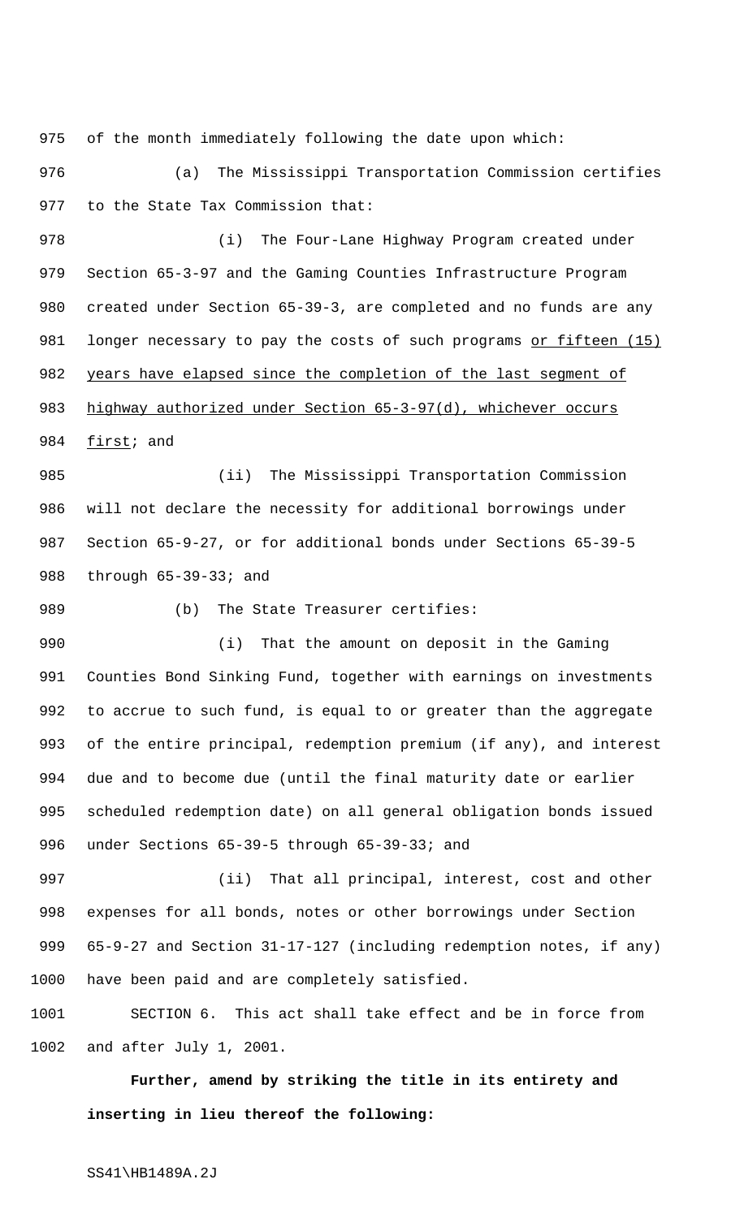of the month immediately following the date upon which:

(a) The Mississippi Transportation Commission certifies to the State Tax Commission that:

(i) The Four-Lane Highway Program created under Section 65-3-97 and the Gaming Counties Infrastructure Program created under Section 65-39-3, are completed and no funds are any longer necessary to pay the costs of such programs <u>or fifteen (15) years have elapsed since the completion of the last segment of highway authorized under Section 65-3-97(d), whichever occurs first</u>; and

(ii) The Mississippi Transportation Commission will not declare the necessity for additional borrowings under Section 65-9-27, or for additional bonds under Sections 65-39-5 through 65-39-33; and

(b) The State Treasurer certifies:

(i) That the amount on deposit in the Gaming Counties Bond Sinking Fund, together with earnings on investments to accrue to such fund, is equal to or greater than the aggregate of the entire principal, redemption premium (if any), and interest due and to become due (until the final maturity date or earlier scheduled redemption date) on all general obligation bonds issued under Sections 65-39-5 through 65-39-33; and

(ii) That all principal, interest, cost and other expenses for all bonds, notes or other borrowings under Section 65-9-27 and Section 31-17-127 (including redemption notes, if any) have been paid and are completely satisfied.

SECTION 6. This act shall take effect and be in force from and after July 1, 2001.

**Further, amend by striking the title in its entirety and inserting in lieu thereof the following:**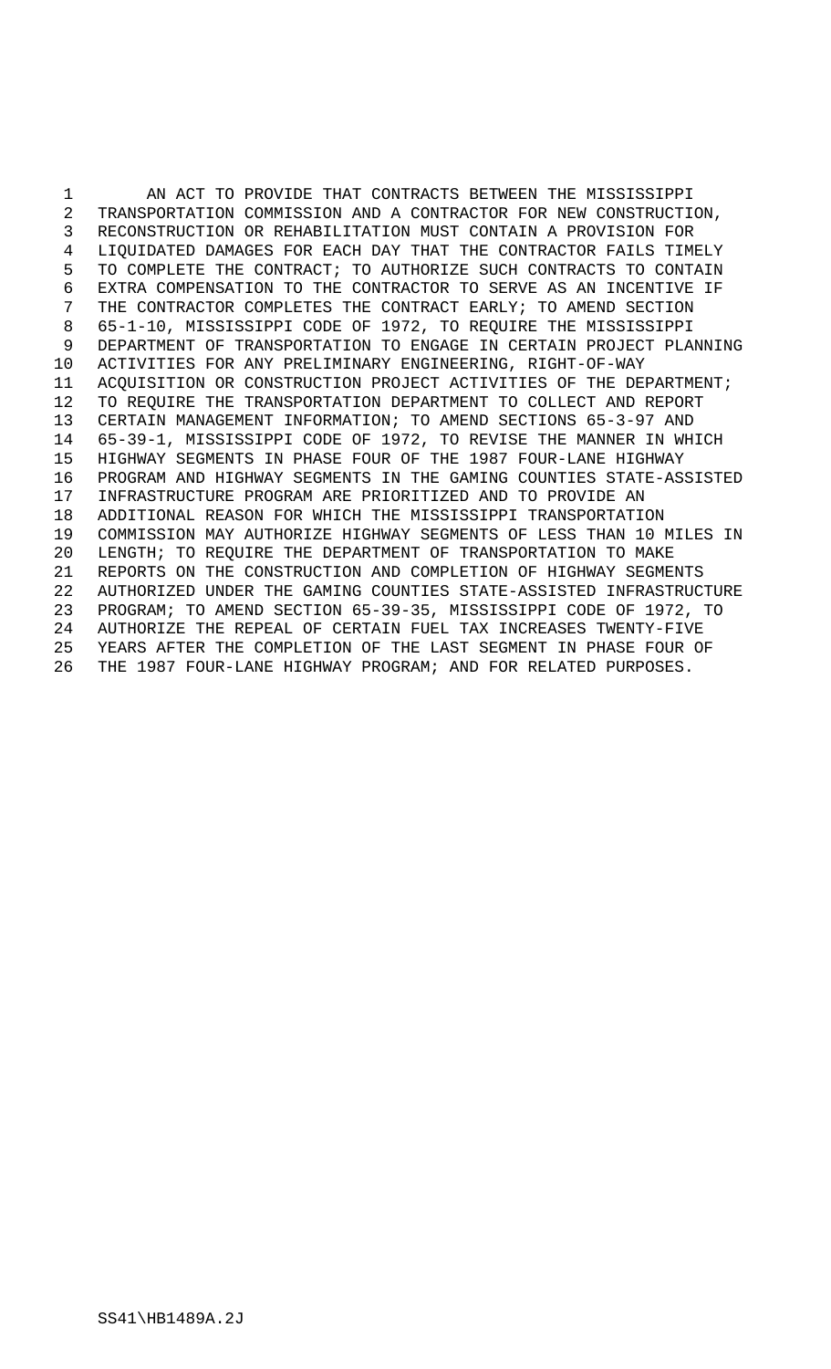AN ACT TO PROVIDE THAT CONTRACTS BETWEEN THE MISSISSIPPI TRANSPORTATION COMMISSION AND A CONTRACTOR FOR NEW CONSTRUCTION, RECONSTRUCTION OR REHABILITATION MUST CONTAIN A PROVISION FOR LIQUIDATED DAMAGES FOR EACH DAY THAT THE CONTRACTOR FAILS TIMELY TO COMPLETE THE CONTRACT; TO AUTHORIZE SUCH CONTRACTS TO CONTAIN EXTRA COMPENSATION TO THE CONTRACTOR TO SERVE AS AN INCENTIVE IF THE CONTRACTOR COMPLETES THE CONTRACT EARLY; TO AMEND SECTION 65-1-10, MISSISSIPPI CODE OF 1972, TO REQUIRE THE MISSISSIPPI DEPARTMENT OF TRANSPORTATION TO ENGAGE IN CERTAIN PROJECT PLANNING ACTIVITIES FOR ANY PRELIMINARY ENGINEERING, RIGHT-OF-WAY ACQUISITION OR CONSTRUCTION PROJECT ACTIVITIES OF THE DEPARTMENT; TO REQUIRE THE TRANSPORTATION DEPARTMENT TO COLLECT AND REPORT CERTAIN MANAGEMENT INFORMATION; TO AMEND SECTIONS 65-3-97 AND 65-39-1, MISSISSIPPI CODE OF 1972, TO REVISE THE MANNER IN WHICH HIGHWAY SEGMENTS IN PHASE FOUR OF THE 1987 FOUR-LANE HIGHWAY PROGRAM AND HIGHWAY SEGMENTS IN THE GAMING COUNTIES STATE-ASSISTED INFRASTRUCTURE PROGRAM ARE PRIORITIZED AND TO PROVIDE AN ADDITIONAL REASON FOR WHICH THE MISSISSIPPI TRANSPORTATION COMMISSION MAY AUTHORIZE HIGHWAY SEGMENTS OF LESS THAN 10 MILES IN LENGTH; TO REQUIRE THE DEPARTMENT OF TRANSPORTATION TO MAKE REPORTS ON THE CONSTRUCTION AND COMPLETION OF HIGHWAY SEGMENTS AUTHORIZED UNDER THE GAMING COUNTIES STATE-ASSISTED INFRASTRUCTURE PROGRAM; TO AMEND SECTION 65-39-35, MISSISSIPPI CODE OF 1972, TO AUTHORIZE THE REPEAL OF CERTAIN FUEL TAX INCREASES TWENTY-FIVE YEARS AFTER THE COMPLETION OF THE LAST SEGMENT IN PHASE FOUR OF THE 1987 FOUR-LANE HIGHWAY PROGRAM; AND FOR RELATED PURPOSES.

SS41\HB1489A.2J